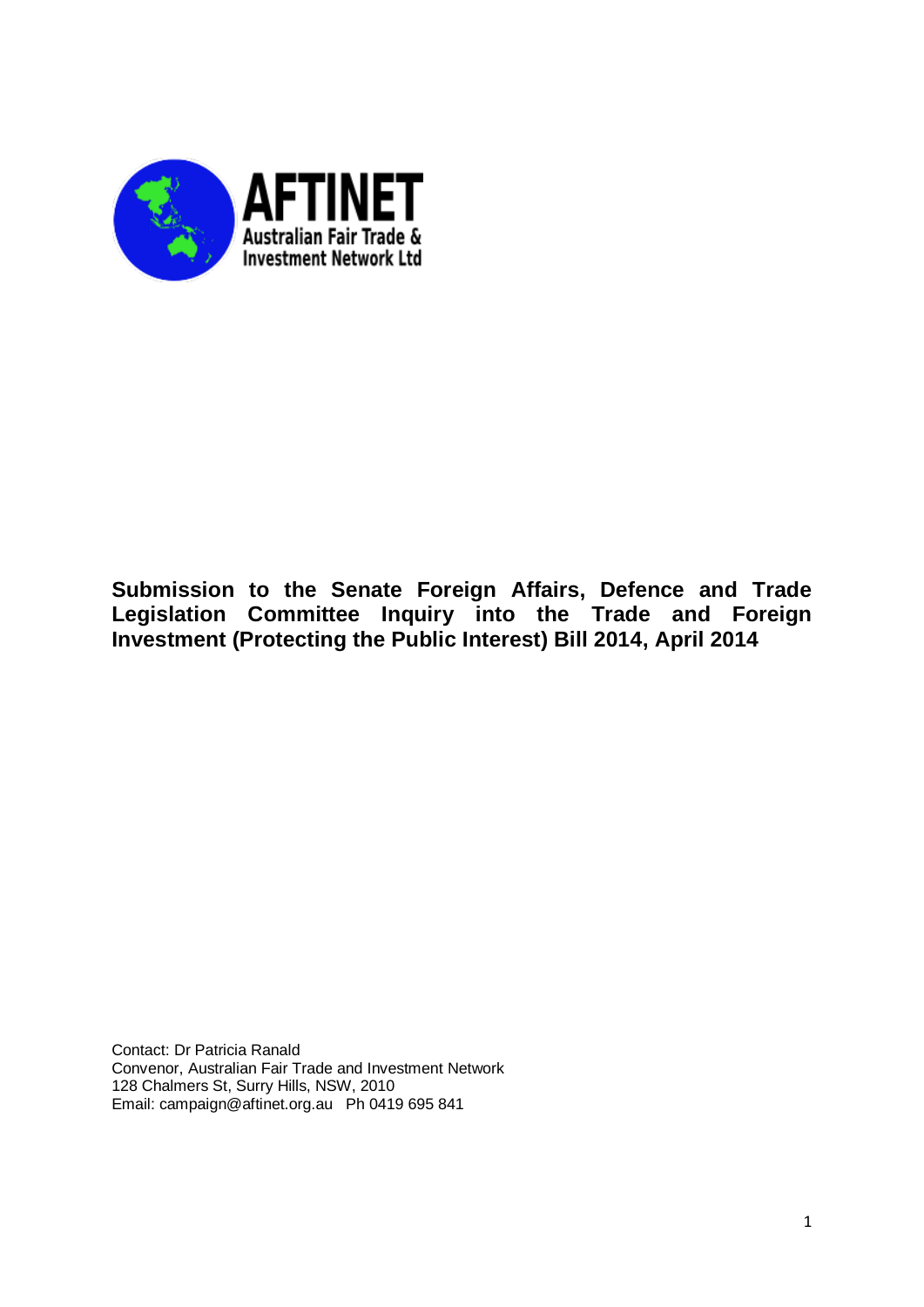**AFTINET**
Australian Fair Trade & Investment Network Ltd

# Submission to the Senate Foreign Affairs, Defence and Trade Legislation Committee Inquiry into the Trade and Foreign Investment (Protecting the Public Interest) Bill 2014, April 2014

Contact: Dr Patricia Ranald
Convenor, Australian Fair Trade and Investment Network
128 Chalmers St, Surry Hills, NSW, 2010
Email: campaign@aftinet.org.au Ph 0419 695 841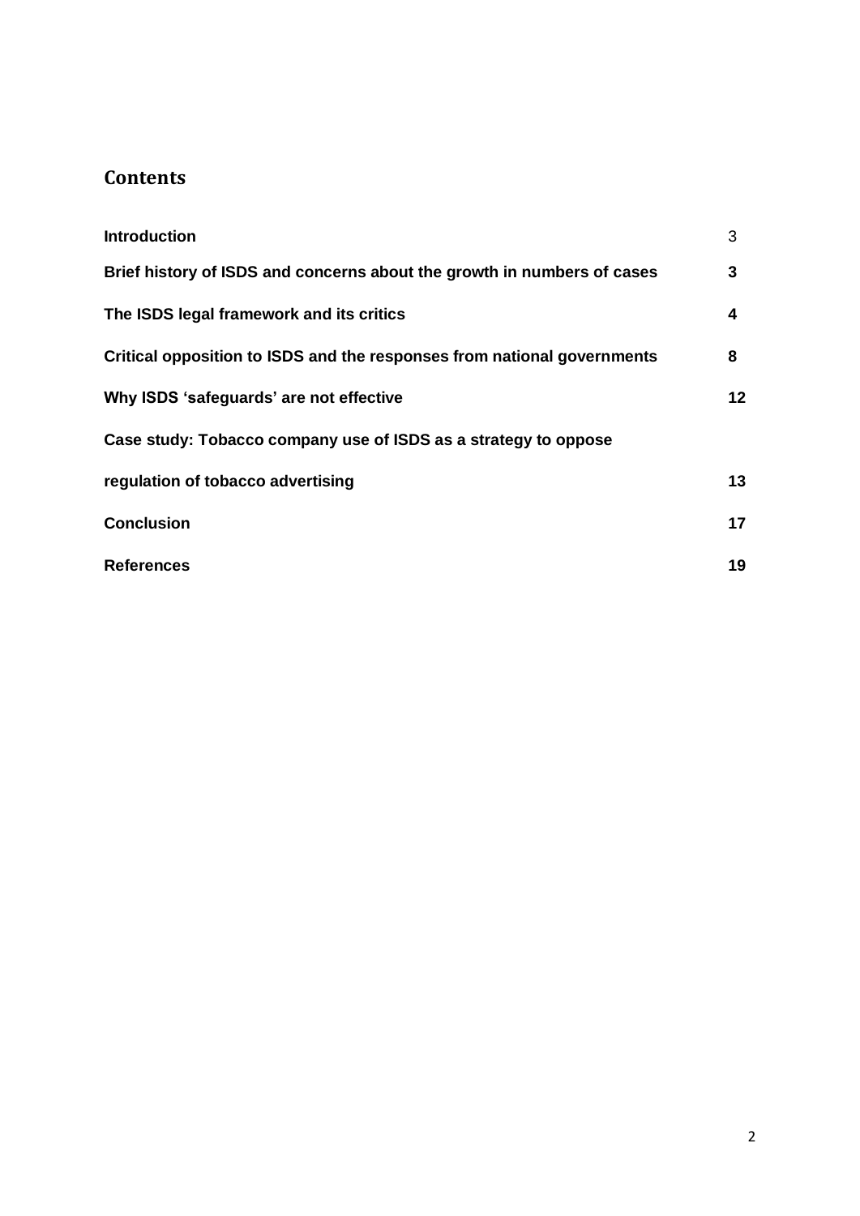## Contents

| | |
|---|---|
| **Introduction** | 3 |
| **Brief history of ISDS and concerns about the growth in numbers of cases** | **3** |
| **The ISDS legal framework and its critics** | **4** |
| **Critical opposition to ISDS and the responses from national governments** | **8** |
| **Why ISDS 'safeguards' are not effective** | **12** |
| **Case study: Tobacco company use of ISDS as a strategy to oppose regulation of tobacco advertising** | **13** |
| **Conclusion** | **17** |
| **References** | **19** |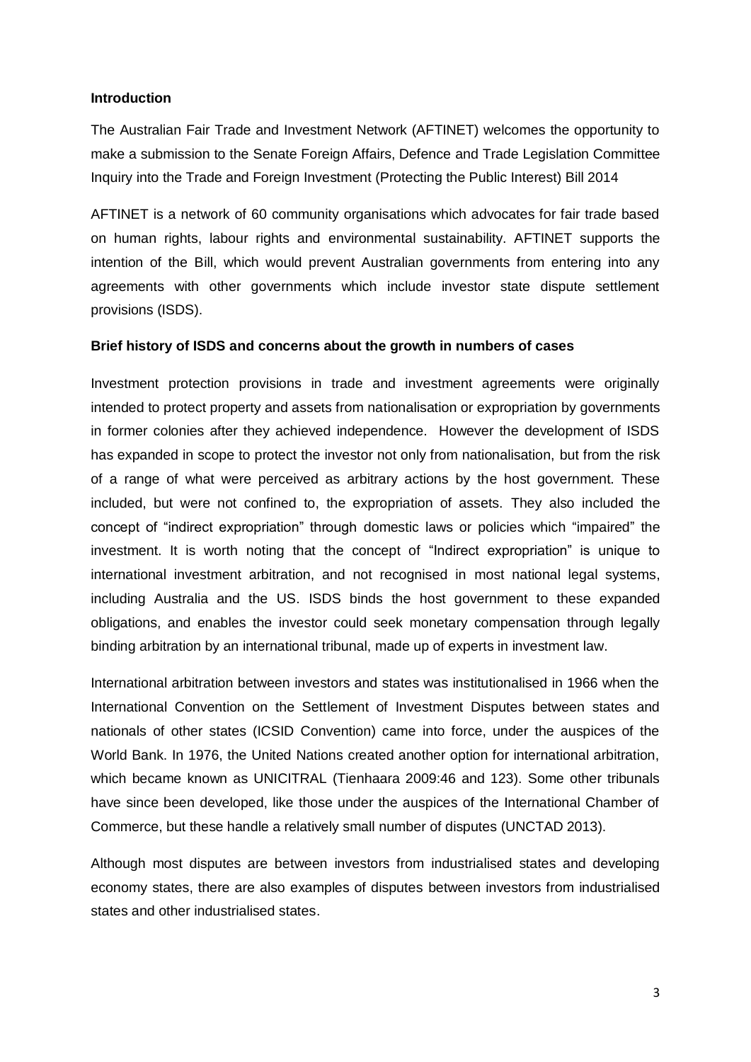**Introduction**

The Australian Fair Trade and Investment Network (AFTINET) welcomes the opportunity to make a submission to the Senate Foreign Affairs, Defence and Trade Legislation Committee Inquiry into the Trade and Foreign Investment (Protecting the Public Interest) Bill 2014

AFTINET is a network of 60 community organisations which advocates for fair trade based on human rights, labour rights and environmental sustainability. AFTINET supports the intention of the Bill, which would prevent Australian governments from entering into any agreements with other governments which include investor state dispute settlement provisions (ISDS).

**Brief history of ISDS and concerns about the growth in numbers of cases**

Investment protection provisions in trade and investment agreements were originally intended to protect property and assets from nationalisation or expropriation by governments in former colonies after they achieved independence. However the development of ISDS has expanded in scope to protect the investor not only from nationalisation, but from the risk of a range of what were perceived as arbitrary actions by the host government. These included, but were not confined to, the expropriation of assets. They also included the concept of "indirect expropriation" through domestic laws or policies which "impaired" the investment. It is worth noting that the concept of "Indirect expropriation" is unique to international investment arbitration, and not recognised in most national legal systems, including Australia and the US. ISDS binds the host government to these expanded obligations, and enables the investor could seek monetary compensation through legally binding arbitration by an international tribunal, made up of experts in investment law.

International arbitration between investors and states was institutionalised in 1966 when the International Convention on the Settlement of Investment Disputes between states and nationals of other states (ICSID Convention) came into force, under the auspices of the World Bank. In 1976, the United Nations created another option for international arbitration, which became known as UNICITRAL (Tienhaara 2009:46 and 123). Some other tribunals have since been developed, like those under the auspices of the International Chamber of Commerce, but these handle a relatively small number of disputes (UNCTAD 2013).

Although most disputes are between investors from industrialised states and developing economy states, there are also examples of disputes between investors from industrialised states and other industrialised states.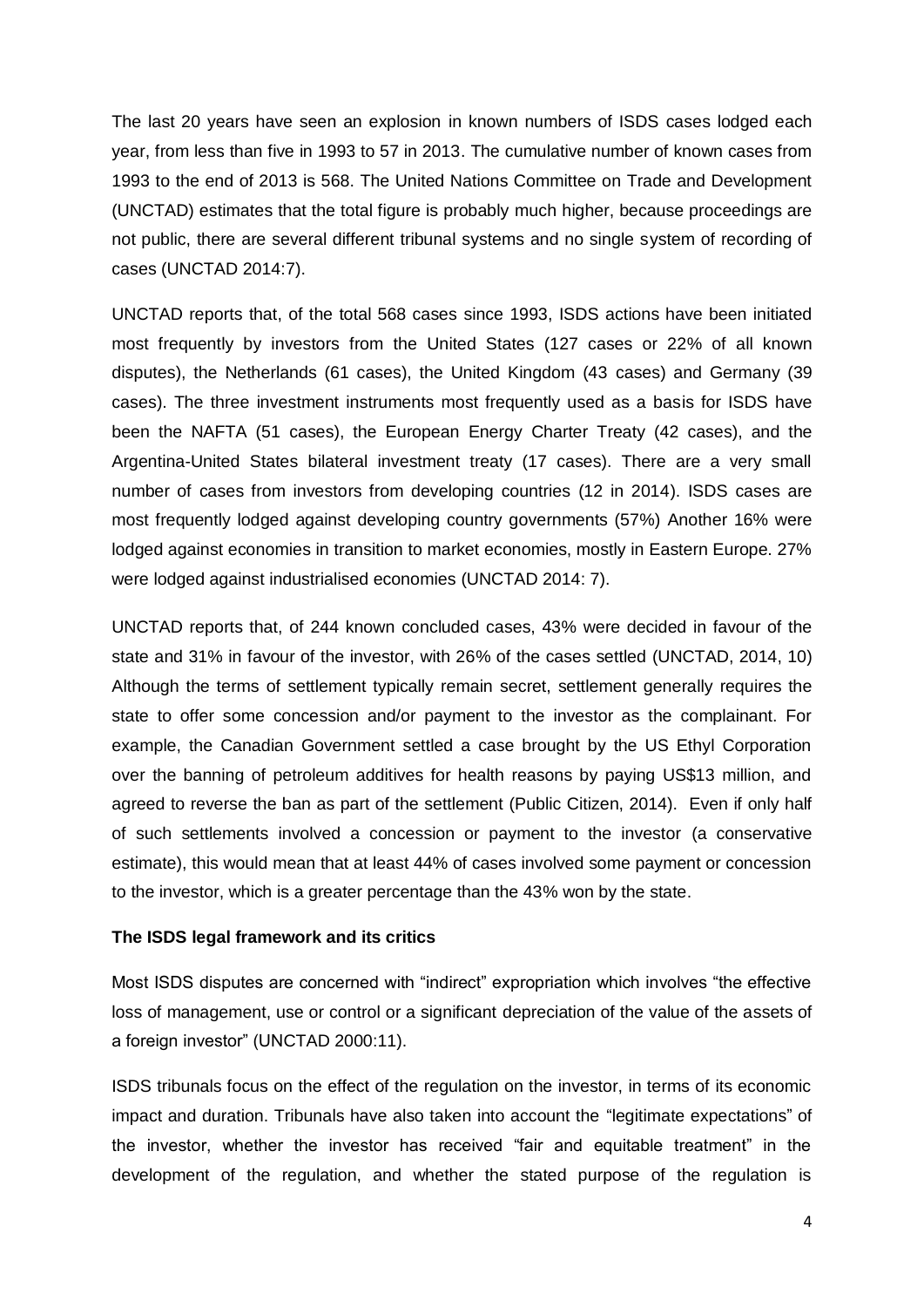The last 20 years have seen an explosion in known numbers of ISDS cases lodged each year, from less than five in 1993 to 57 in 2013. The cumulative number of known cases from 1993 to the end of 2013 is 568. The United Nations Committee on Trade and Development (UNCTAD) estimates that the total figure is probably much higher, because proceedings are not public, there are several different tribunal systems and no single system of recording of cases (UNCTAD 2014:7).

UNCTAD reports that, of the total 568 cases since 1993, ISDS actions have been initiated most frequently by investors from the United States (127 cases or 22% of all known disputes), the Netherlands (61 cases), the United Kingdom (43 cases) and Germany (39 cases). The three investment instruments most frequently used as a basis for ISDS have been the NAFTA (51 cases), the European Energy Charter Treaty (42 cases), and the Argentina-United States bilateral investment treaty (17 cases). There are a very small number of cases from investors from developing countries (12 in 2014). ISDS cases are most frequently lodged against developing country governments (57%) Another 16% were lodged against economies in transition to market economies, mostly in Eastern Europe. 27% were lodged against industrialised economies (UNCTAD 2014: 7).

UNCTAD reports that, of 244 known concluded cases, 43% were decided in favour of the state and 31% in favour of the investor, with 26% of the cases settled (UNCTAD, 2014, 10) Although the terms of settlement typically remain secret, settlement generally requires the state to offer some concession and/or payment to the investor as the complainant. For example, the Canadian Government settled a case brought by the US Ethyl Corporation over the banning of petroleum additives for health reasons by paying US$13 million, and agreed to reverse the ban as part of the settlement (Public Citizen, 2014). Even if only half of such settlements involved a concession or payment to the investor (a conservative estimate), this would mean that at least 44% of cases involved some payment or concession to the investor, which is a greater percentage than the 43% won by the state.

**The ISDS legal framework and its critics**

Most ISDS disputes are concerned with "indirect" expropriation which involves "the effective loss of management, use or control or a significant depreciation of the value of the assets of a foreign investor" (UNCTAD 2000:11).

ISDS tribunals focus on the effect of the regulation on the investor, in terms of its economic impact and duration. Tribunals have also taken into account the "legitimate expectations" of the investor, whether the investor has received "fair and equitable treatment" in the development of the regulation, and whether the stated purpose of the regulation is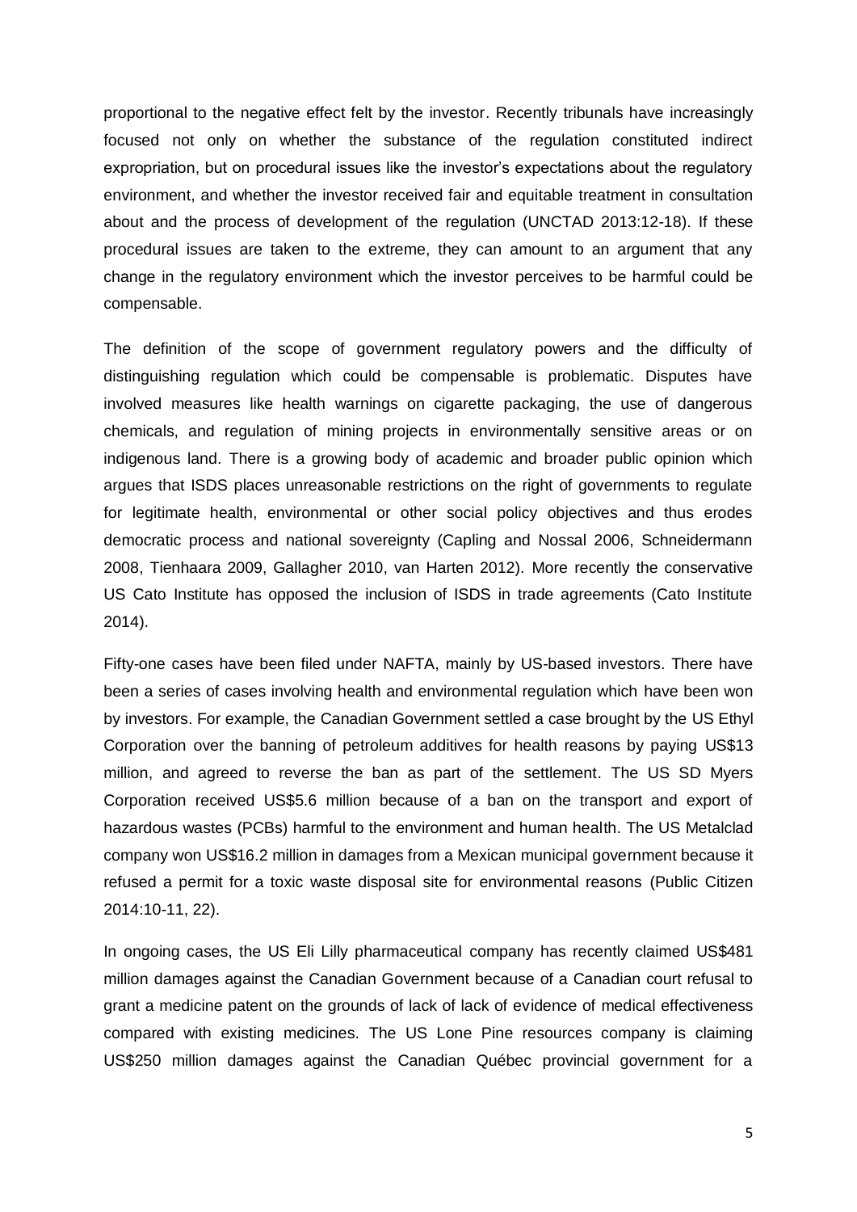proportional to the negative effect felt by the investor. Recently tribunals have increasingly focused not only on whether the substance of the regulation constituted indirect expropriation, but on procedural issues like the investor's expectations about the regulatory environment, and whether the investor received fair and equitable treatment in consultation about and the process of development of the regulation (UNCTAD 2013:12-18). If these procedural issues are taken to the extreme, they can amount to an argument that any change in the regulatory environment which the investor perceives to be harmful could be compensable.

The definition of the scope of government regulatory powers and the difficulty of distinguishing regulation which could be compensable is problematic. Disputes have involved measures like health warnings on cigarette packaging, the use of dangerous chemicals, and regulation of mining projects in environmentally sensitive areas or on indigenous land. There is a growing body of academic and broader public opinion which argues that ISDS places unreasonable restrictions on the right of governments to regulate for legitimate health, environmental or other social policy objectives and thus erodes democratic process and national sovereignty (Capling and Nossal 2006, Schneidermann 2008, Tienhaara 2009, Gallagher 2010, van Harten 2012). More recently the conservative US Cato Institute has opposed the inclusion of ISDS in trade agreements (Cato Institute 2014).

Fifty-one cases have been filed under NAFTA, mainly by US-based investors. There have been a series of cases involving health and environmental regulation which have been won by investors. For example, the Canadian Government settled a case brought by the US Ethyl Corporation over the banning of petroleum additives for health reasons by paying US$13 million, and agreed to reverse the ban as part of the settlement. The US SD Myers Corporation received US$5.6 million because of a ban on the transport and export of hazardous wastes (PCBs) harmful to the environment and human health. The US Metalclad company won US$16.2 million in damages from a Mexican municipal government because it refused a permit for a toxic waste disposal site for environmental reasons (Public Citizen 2014:10-11, 22).

In ongoing cases, the US Eli Lilly pharmaceutical company has recently claimed US$481 million damages against the Canadian Government because of a Canadian court refusal to grant a medicine patent on the grounds of lack of lack of evidence of medical effectiveness compared with existing medicines. The US Lone Pine resources company is claiming US$250 million damages against the Canadian Québec provincial government for a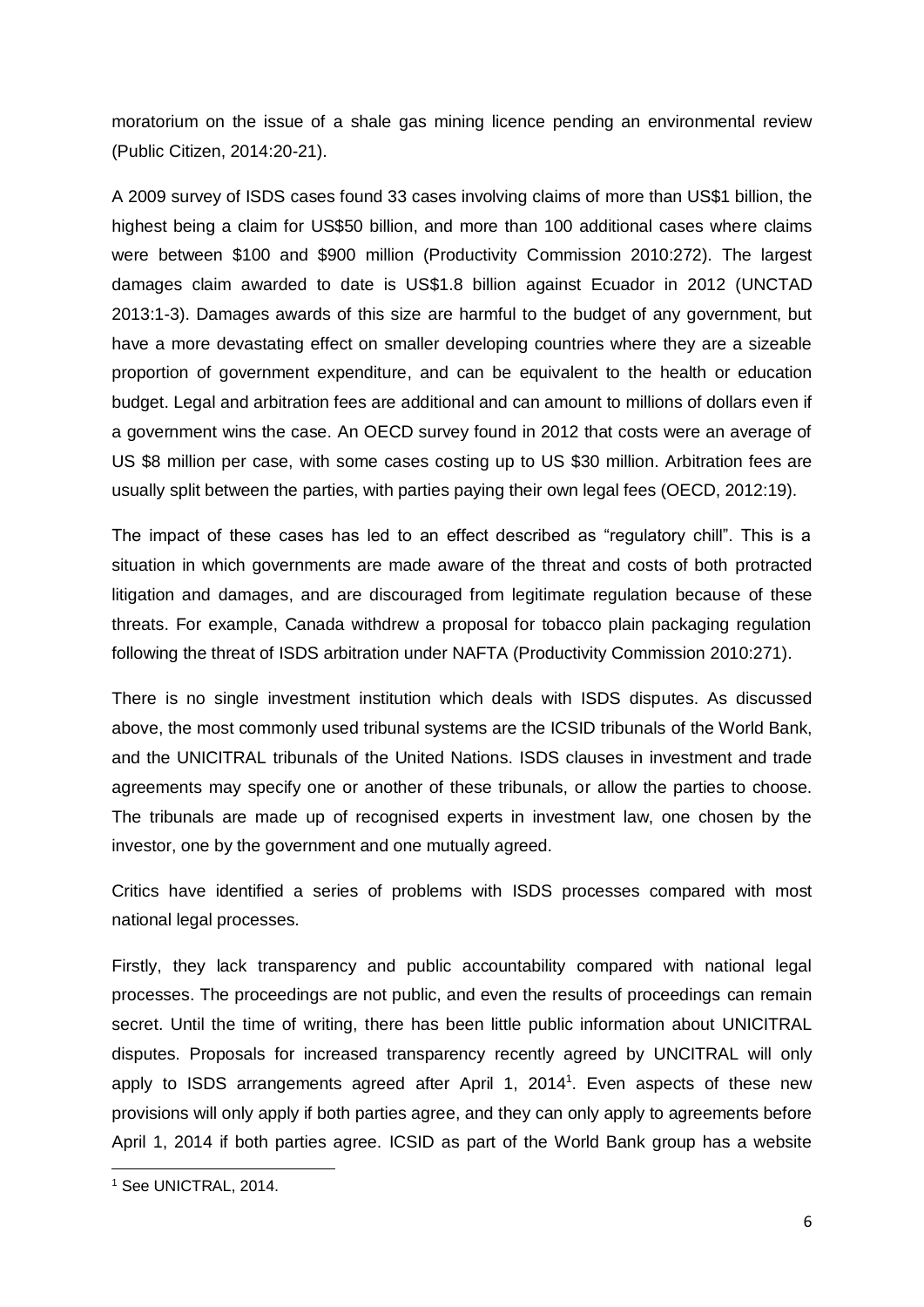moratorium on the issue of a shale gas mining licence pending an environmental review (Public Citizen, 2014:20-21).

A 2009 survey of ISDS cases found 33 cases involving claims of more than US$1 billion, the highest being a claim for US$50 billion, and more than 100 additional cases where claims were between $100 and $900 million (Productivity Commission 2010:272). The largest damages claim awarded to date is US$1.8 billion against Ecuador in 2012 (UNCTAD 2013:1-3). Damages awards of this size are harmful to the budget of any government, but have a more devastating effect on smaller developing countries where they are a sizeable proportion of government expenditure, and can be equivalent to the health or education budget. Legal and arbitration fees are additional and can amount to millions of dollars even if a government wins the case. An OECD survey found in 2012 that costs were an average of US $8 million per case, with some cases costing up to US $30 million. Arbitration fees are usually split between the parties, with parties paying their own legal fees (OECD, 2012:19).

The impact of these cases has led to an effect described as "regulatory chill". This is a situation in which governments are made aware of the threat and costs of both protracted litigation and damages, and are discouraged from legitimate regulation because of these threats. For example, Canada withdrew a proposal for tobacco plain packaging regulation following the threat of ISDS arbitration under NAFTA (Productivity Commission 2010:271).

There is no single investment institution which deals with ISDS disputes. As discussed above, the most commonly used tribunal systems are the ICSID tribunals of the World Bank, and the UNICITRAL tribunals of the United Nations. ISDS clauses in investment and trade agreements may specify one or another of these tribunals, or allow the parties to choose. The tribunals are made up of recognised experts in investment law, one chosen by the investor, one by the government and one mutually agreed.

Critics have identified a series of problems with ISDS processes compared with most national legal processes.

Firstly, they lack transparency and public accountability compared with national legal processes. The proceedings are not public, and even the results of proceedings can remain secret. Until the time of writing, there has been little public information about UNICITRAL disputes. Proposals for increased transparency recently agreed by UNCITRAL will only apply to ISDS arrangements agreed after April 1, 2014[1]. Even aspects of these new provisions will only apply if both parties agree, and they can only apply to agreements before April 1, 2014 if both parties agree. ICSID as part of the World Bank group has a website

[1] See UNICTRAL, 2014.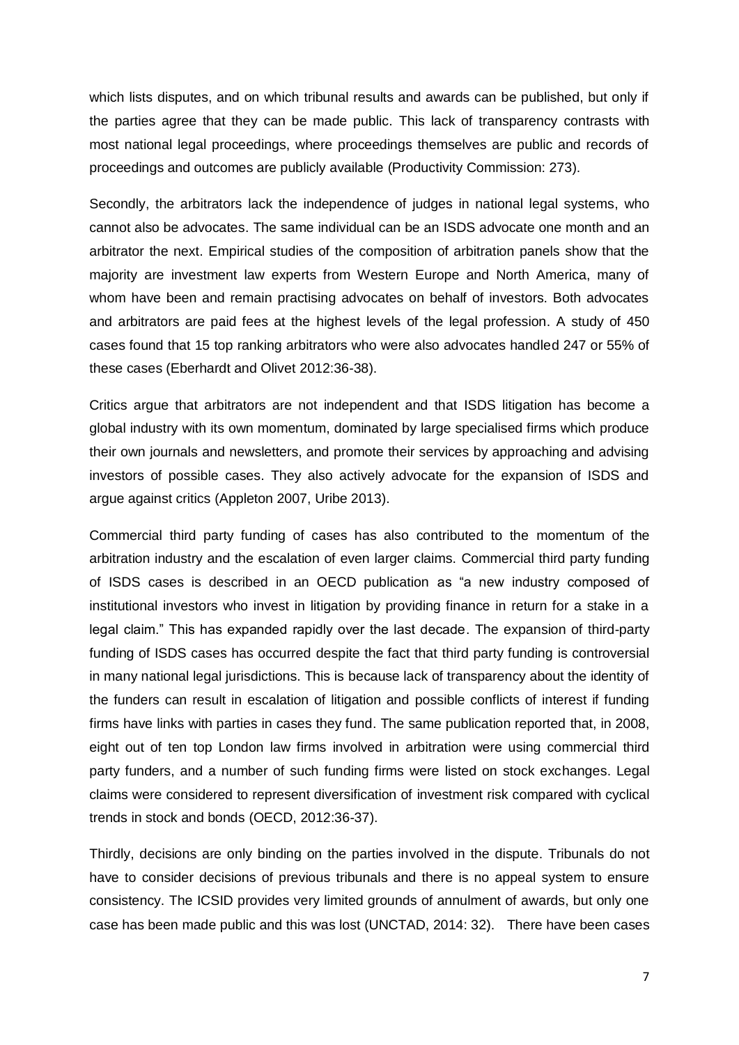which lists disputes, and on which tribunal results and awards can be published, but only if the parties agree that they can be made public. This lack of transparency contrasts with most national legal proceedings, where proceedings themselves are public and records of proceedings and outcomes are publicly available (Productivity Commission: 273).

Secondly, the arbitrators lack the independence of judges in national legal systems, who cannot also be advocates. The same individual can be an ISDS advocate one month and an arbitrator the next. Empirical studies of the composition of arbitration panels show that the majority are investment law experts from Western Europe and North America, many of whom have been and remain practising advocates on behalf of investors. Both advocates and arbitrators are paid fees at the highest levels of the legal profession. A study of 450 cases found that 15 top ranking arbitrators who were also advocates handled 247 or 55% of these cases (Eberhardt and Olivet 2012:36-38).

Critics argue that arbitrators are not independent and that ISDS litigation has become a global industry with its own momentum, dominated by large specialised firms which produce their own journals and newsletters, and promote their services by approaching and advising investors of possible cases. They also actively advocate for the expansion of ISDS and argue against critics (Appleton 2007, Uribe 2013).

Commercial third party funding of cases has also contributed to the momentum of the arbitration industry and the escalation of even larger claims. Commercial third party funding of ISDS cases is described in an OECD publication as "a new industry composed of institutional investors who invest in litigation by providing finance in return for a stake in a legal claim." This has expanded rapidly over the last decade. The expansion of third-party funding of ISDS cases has occurred despite the fact that third party funding is controversial in many national legal jurisdictions. This is because lack of transparency about the identity of the funders can result in escalation of litigation and possible conflicts of interest if funding firms have links with parties in cases they fund. The same publication reported that, in 2008, eight out of ten top London law firms involved in arbitration were using commercial third party funders, and a number of such funding firms were listed on stock exchanges. Legal claims were considered to represent diversification of investment risk compared with cyclical trends in stock and bonds (OECD, 2012:36-37).

Thirdly, decisions are only binding on the parties involved in the dispute. Tribunals do not have to consider decisions of previous tribunals and there is no appeal system to ensure consistency. The ICSID provides very limited grounds of annulment of awards, but only one case has been made public and this was lost (UNCTAD, 2014: 32). There have been cases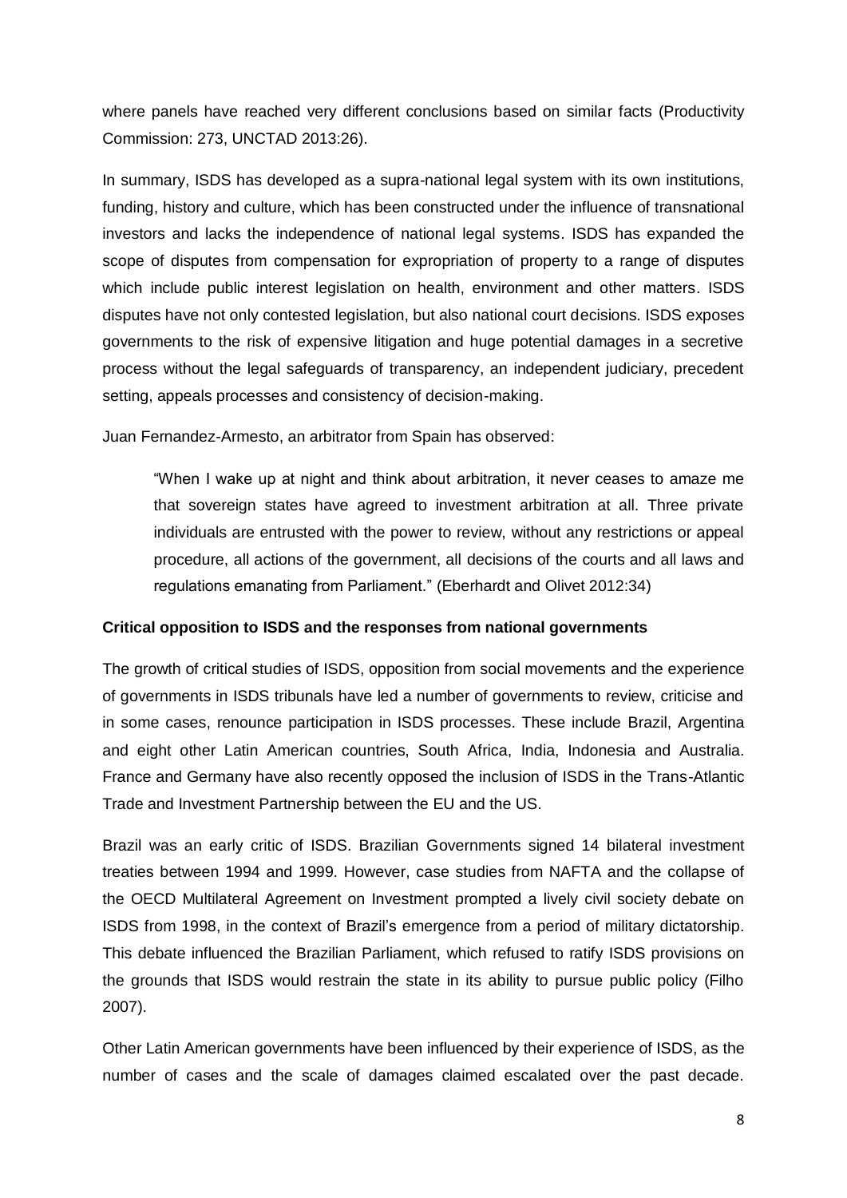where panels have reached very different conclusions based on similar facts (Productivity Commission: 273, UNCTAD 2013:26).

In summary, ISDS has developed as a supra-national legal system with its own institutions, funding, history and culture, which has been constructed under the influence of transnational investors and lacks the independence of national legal systems. ISDS has expanded the scope of disputes from compensation for expropriation of property to a range of disputes which include public interest legislation on health, environment and other matters. ISDS disputes have not only contested legislation, but also national court decisions. ISDS exposes governments to the risk of expensive litigation and huge potential damages in a secretive process without the legal safeguards of transparency, an independent judiciary, precedent setting, appeals processes and consistency of decision-making.

Juan Fernandez-Armesto, an arbitrator from Spain has observed:

> "When I wake up at night and think about arbitration, it never ceases to amaze me that sovereign states have agreed to investment arbitration at all. Three private individuals are entrusted with the power to review, without any restrictions or appeal procedure, all actions of the government, all decisions of the courts and all laws and regulations emanating from Parliament." (Eberhardt and Olivet 2012:34)

**Critical opposition to ISDS and the responses from national governments**

The growth of critical studies of ISDS, opposition from social movements and the experience of governments in ISDS tribunals have led a number of governments to review, criticise and in some cases, renounce participation in ISDS processes. These include Brazil, Argentina and eight other Latin American countries, South Africa, India, Indonesia and Australia. France and Germany have also recently opposed the inclusion of ISDS in the Trans-Atlantic Trade and Investment Partnership between the EU and the US.

Brazil was an early critic of ISDS. Brazilian Governments signed 14 bilateral investment treaties between 1994 and 1999. However, case studies from NAFTA and the collapse of the OECD Multilateral Agreement on Investment prompted a lively civil society debate on ISDS from 1998, in the context of Brazil's emergence from a period of military dictatorship. This debate influenced the Brazilian Parliament, which refused to ratify ISDS provisions on the grounds that ISDS would restrain the state in its ability to pursue public policy (Filho 2007).

Other Latin American governments have been influenced by their experience of ISDS, as the number of cases and the scale of damages claimed escalated over the past decade.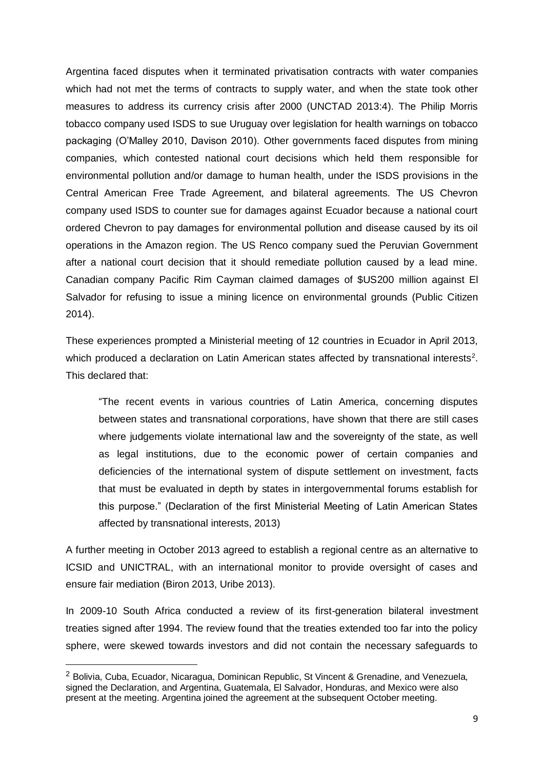Argentina faced disputes when it terminated privatisation contracts with water companies which had not met the terms of contracts to supply water, and when the state took other measures to address its currency crisis after 2000 (UNCTAD 2013:4). The Philip Morris tobacco company used ISDS to sue Uruguay over legislation for health warnings on tobacco packaging (O'Malley 2010, Davison 2010). Other governments faced disputes from mining companies, which contested national court decisions which held them responsible for environmental pollution and/or damage to human health, under the ISDS provisions in the Central American Free Trade Agreement, and bilateral agreements. The US Chevron company used ISDS to counter sue for damages against Ecuador because a national court ordered Chevron to pay damages for environmental pollution and disease caused by its oil operations in the Amazon region. The US Renco company sued the Peruvian Government after a national court decision that it should remediate pollution caused by a lead mine. Canadian company Pacific Rim Cayman claimed damages of $US200 million against El Salvador for refusing to issue a mining licence on environmental grounds (Public Citizen 2014).

These experiences prompted a Ministerial meeting of 12 countries in Ecuador in April 2013, which produced a declaration on Latin American states affected by transnational interests[2]. This declared that:

> "The recent events in various countries of Latin America, concerning disputes between states and transnational corporations, have shown that there are still cases where judgements violate international law and the sovereignty of the state, as well as legal institutions, due to the economic power of certain companies and deficiencies of the international system of dispute settlement on investment, facts that must be evaluated in depth by states in intergovernmental forums establish for this purpose." (Declaration of the first Ministerial Meeting of Latin American States affected by transnational interests, 2013)

A further meeting in October 2013 agreed to establish a regional centre as an alternative to ICSID and UNICTRAL, with an international monitor to provide oversight of cases and ensure fair mediation (Biron 2013, Uribe 2013).

In 2009-10 South Africa conducted a review of its first-generation bilateral investment treaties signed after 1994. The review found that the treaties extended too far into the policy sphere, were skewed towards investors and did not contain the necessary safeguards to

---

[2] Bolivia, Cuba, Ecuador, Nicaragua, Dominican Republic, St Vincent & Grenadine, and Venezuela, signed the Declaration, and Argentina, Guatemala, El Salvador, Honduras, and Mexico were also present at the meeting. Argentina joined the agreement at the subsequent October meeting.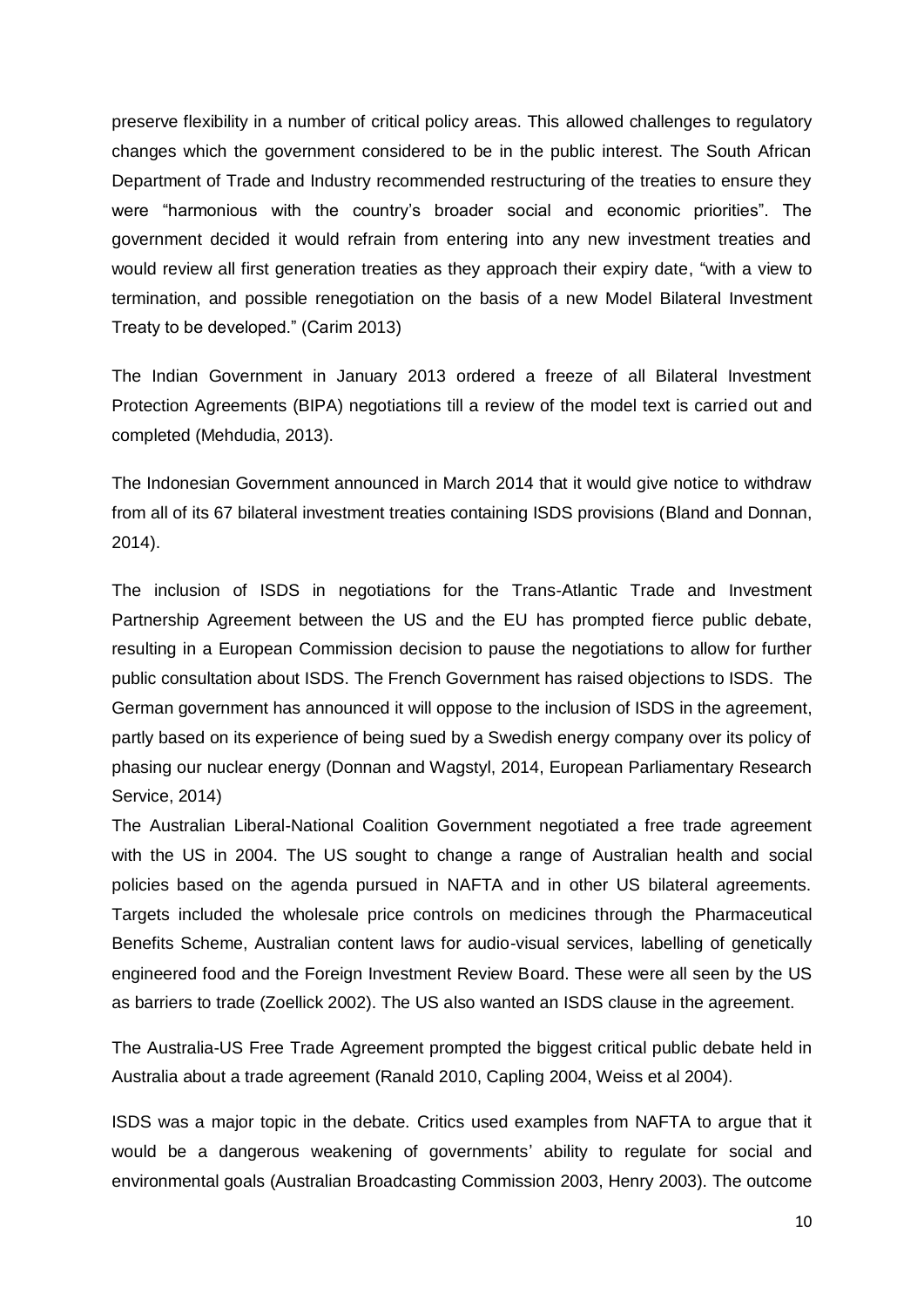preserve flexibility in a number of critical policy areas. This allowed challenges to regulatory changes which the government considered to be in the public interest. The South African Department of Trade and Industry recommended restructuring of the treaties to ensure they were "harmonious with the country's broader social and economic priorities". The government decided it would refrain from entering into any new investment treaties and would review all first generation treaties as they approach their expiry date, "with a view to termination, and possible renegotiation on the basis of a new Model Bilateral Investment Treaty to be developed." (Carim 2013)

The Indian Government in January 2013 ordered a freeze of all Bilateral Investment Protection Agreements (BIPA) negotiations till a review of the model text is carried out and completed (Mehdudia, 2013).

The Indonesian Government announced in March 2014 that it would give notice to withdraw from all of its 67 bilateral investment treaties containing ISDS provisions (Bland and Donnan, 2014).

The inclusion of ISDS in negotiations for the Trans-Atlantic Trade and Investment Partnership Agreement between the US and the EU has prompted fierce public debate, resulting in a European Commission decision to pause the negotiations to allow for further public consultation about ISDS. The French Government has raised objections to ISDS. The German government has announced it will oppose to the inclusion of ISDS in the agreement, partly based on its experience of being sued by a Swedish energy company over its policy of phasing our nuclear energy (Donnan and Wagstyl, 2014, European Parliamentary Research Service, 2014)

The Australian Liberal-National Coalition Government negotiated a free trade agreement with the US in 2004. The US sought to change a range of Australian health and social policies based on the agenda pursued in NAFTA and in other US bilateral agreements. Targets included the wholesale price controls on medicines through the Pharmaceutical Benefits Scheme, Australian content laws for audio-visual services, labelling of genetically engineered food and the Foreign Investment Review Board. These were all seen by the US as barriers to trade (Zoellick 2002). The US also wanted an ISDS clause in the agreement.

The Australia-US Free Trade Agreement prompted the biggest critical public debate held in Australia about a trade agreement (Ranald 2010, Capling 2004, Weiss et al 2004).

ISDS was a major topic in the debate. Critics used examples from NAFTA to argue that it would be a dangerous weakening of governments' ability to regulate for social and environmental goals (Australian Broadcasting Commission 2003, Henry 2003). The outcome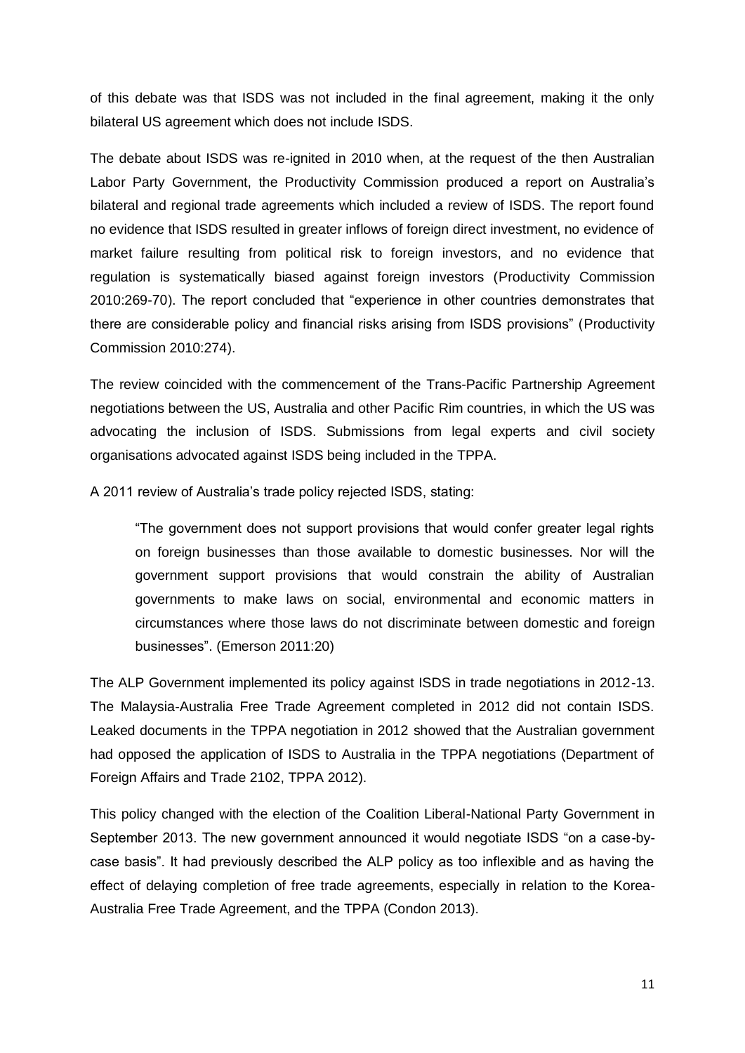of this debate was that ISDS was not included in the final agreement, making it the only bilateral US agreement which does not include ISDS.

The debate about ISDS was re-ignited in 2010 when, at the request of the then Australian Labor Party Government, the Productivity Commission produced a report on Australia's bilateral and regional trade agreements which included a review of ISDS. The report found no evidence that ISDS resulted in greater inflows of foreign direct investment, no evidence of market failure resulting from political risk to foreign investors, and no evidence that regulation is systematically biased against foreign investors (Productivity Commission 2010:269-70). The report concluded that "experience in other countries demonstrates that there are considerable policy and financial risks arising from ISDS provisions" (Productivity Commission 2010:274).

The review coincided with the commencement of the Trans-Pacific Partnership Agreement negotiations between the US, Australia and other Pacific Rim countries, in which the US was advocating the inclusion of ISDS. Submissions from legal experts and civil society organisations advocated against ISDS being included in the TPPA.

A 2011 review of Australia's trade policy rejected ISDS, stating:

> "The government does not support provisions that would confer greater legal rights on foreign businesses than those available to domestic businesses. Nor will the government support provisions that would constrain the ability of Australian governments to make laws on social, environmental and economic matters in circumstances where those laws do not discriminate between domestic and foreign businesses". (Emerson 2011:20)

The ALP Government implemented its policy against ISDS in trade negotiations in 2012-13. The Malaysia-Australia Free Trade Agreement completed in 2012 did not contain ISDS. Leaked documents in the TPPA negotiation in 2012 showed that the Australian government had opposed the application of ISDS to Australia in the TPPA negotiations (Department of Foreign Affairs and Trade 2102, TPPA 2012).

This policy changed with the election of the Coalition Liberal-National Party Government in September 2013. The new government announced it would negotiate ISDS "on a case-by-case basis". It had previously described the ALP policy as too inflexible and as having the effect of delaying completion of free trade agreements, especially in relation to the Korea-Australia Free Trade Agreement, and the TPPA (Condon 2013).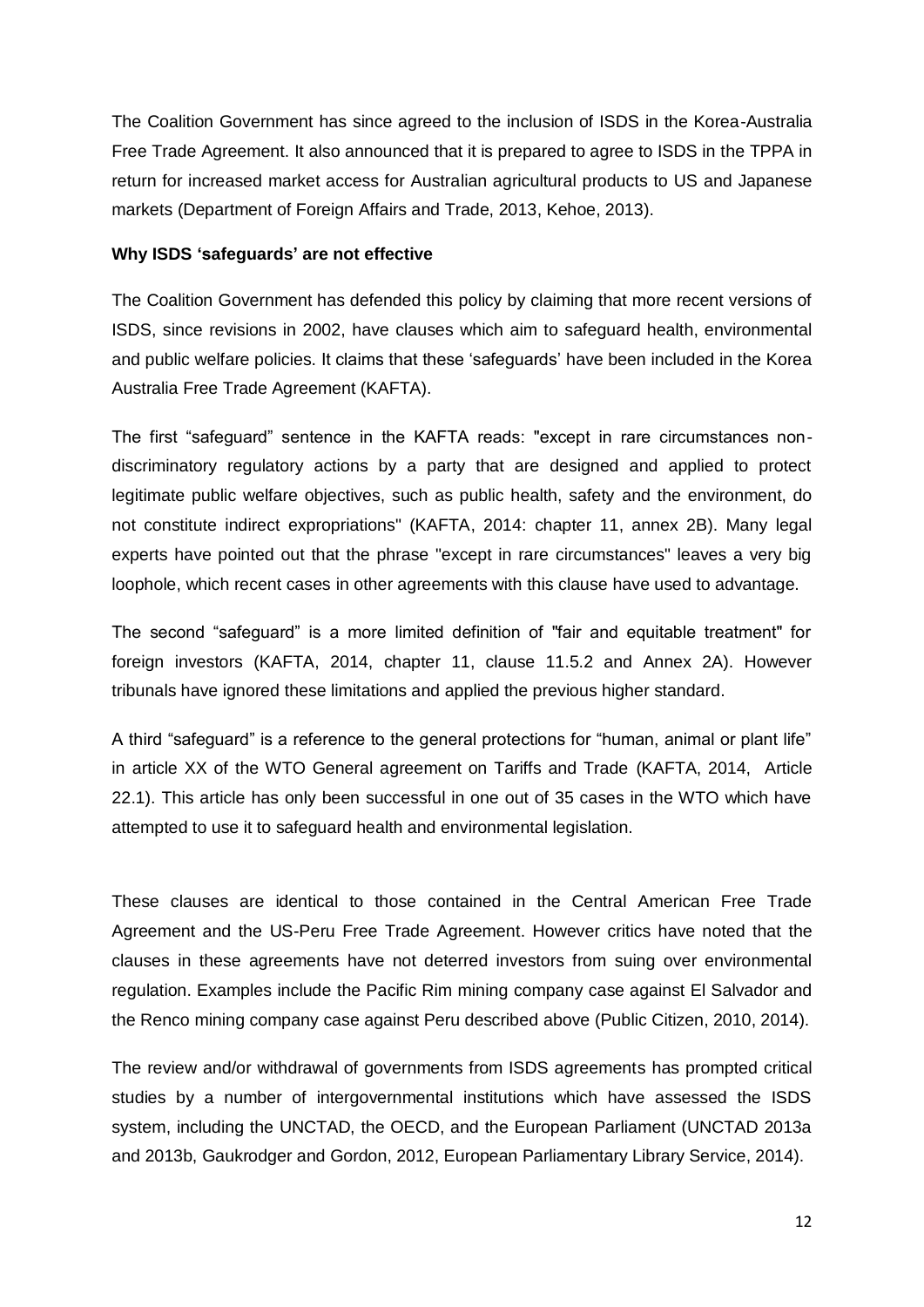The Coalition Government has since agreed to the inclusion of ISDS in the Korea-Australia Free Trade Agreement. It also announced that it is prepared to agree to ISDS in the TPPA in return for increased market access for Australian agricultural products to US and Japanese markets (Department of Foreign Affairs and Trade, 2013, Kehoe, 2013).

**Why ISDS 'safeguards' are not effective**

The Coalition Government has defended this policy by claiming that more recent versions of ISDS, since revisions in 2002, have clauses which aim to safeguard health, environmental and public welfare policies. It claims that these 'safeguards' have been included in the Korea Australia Free Trade Agreement (KAFTA).

The first "safeguard" sentence in the KAFTA reads: "except in rare circumstances non-discriminatory regulatory actions by a party that are designed and applied to protect legitimate public welfare objectives, such as public health, safety and the environment, do not constitute indirect expropriations" (KAFTA, 2014: chapter 11, annex 2B). Many legal experts have pointed out that the phrase "except in rare circumstances" leaves a very big loophole, which recent cases in other agreements with this clause have used to advantage.

The second "safeguard" is a more limited definition of "fair and equitable treatment" for foreign investors (KAFTA, 2014, chapter 11, clause 11.5.2 and Annex 2A). However tribunals have ignored these limitations and applied the previous higher standard.

A third "safeguard" is a reference to the general protections for "human, animal or plant life" in article XX of the WTO General agreement on Tariffs and Trade (KAFTA, 2014, Article 22.1). This article has only been successful in one out of 35 cases in the WTO which have attempted to use it to safeguard health and environmental legislation.

These clauses are identical to those contained in the Central American Free Trade Agreement and the US-Peru Free Trade Agreement. However critics have noted that the clauses in these agreements have not deterred investors from suing over environmental regulation. Examples include the Pacific Rim mining company case against El Salvador and the Renco mining company case against Peru described above (Public Citizen, 2010, 2014).

The review and/or withdrawal of governments from ISDS agreements has prompted critical studies by a number of intergovernmental institutions which have assessed the ISDS system, including the UNCTAD, the OECD, and the European Parliament (UNCTAD 2013a and 2013b, Gaukrodger and Gordon, 2012, European Parliamentary Library Service, 2014).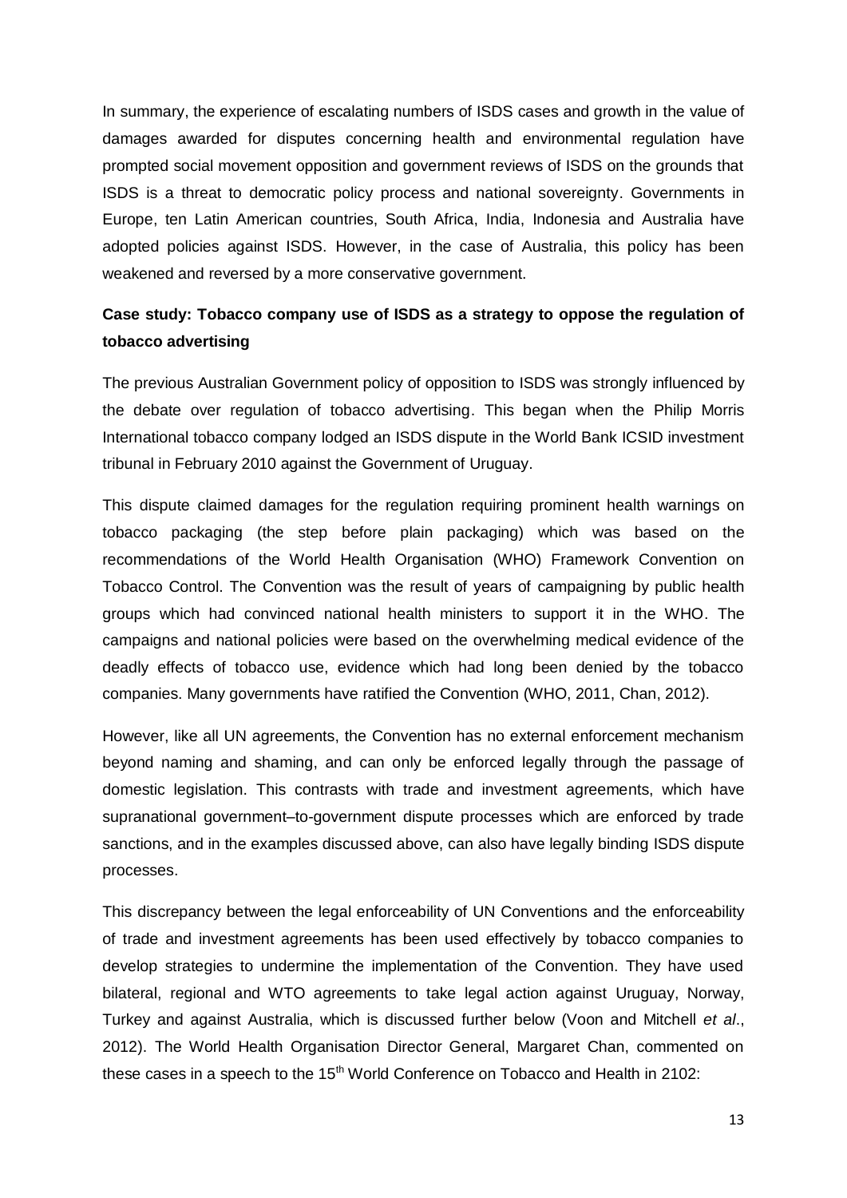In summary, the experience of escalating numbers of ISDS cases and growth in the value of damages awarded for disputes concerning health and environmental regulation have prompted social movement opposition and government reviews of ISDS on the grounds that ISDS is a threat to democratic policy process and national sovereignty. Governments in Europe, ten Latin American countries, South Africa, India, Indonesia and Australia have adopted policies against ISDS. However, in the case of Australia, this policy has been weakened and reversed by a more conservative government.

**Case study: Tobacco company use of ISDS as a strategy to oppose the regulation of tobacco advertising**

The previous Australian Government policy of opposition to ISDS was strongly influenced by the debate over regulation of tobacco advertising. This began when the Philip Morris International tobacco company lodged an ISDS dispute in the World Bank ICSID investment tribunal in February 2010 against the Government of Uruguay.

This dispute claimed damages for the regulation requiring prominent health warnings on tobacco packaging (the step before plain packaging) which was based on the recommendations of the World Health Organisation (WHO) Framework Convention on Tobacco Control. The Convention was the result of years of campaigning by public health groups which had convinced national health ministers to support it in the WHO. The campaigns and national policies were based on the overwhelming medical evidence of the deadly effects of tobacco use, evidence which had long been denied by the tobacco companies. Many governments have ratified the Convention (WHO, 2011, Chan, 2012).

However, like all UN agreements, the Convention has no external enforcement mechanism beyond naming and shaming, and can only be enforced legally through the passage of domestic legislation. This contrasts with trade and investment agreements, which have supranational government–to-government dispute processes which are enforced by trade sanctions, and in the examples discussed above, can also have legally binding ISDS dispute processes.

This discrepancy between the legal enforceability of UN Conventions and the enforceability of trade and investment agreements has been used effectively by tobacco companies to develop strategies to undermine the implementation of the Convention. They have used bilateral, regional and WTO agreements to take legal action against Uruguay, Norway, Turkey and against Australia, which is discussed further below (Voon and Mitchell *et al*., 2012). The World Health Organisation Director General, Margaret Chan, commented on these cases in a speech to the 15th World Conference on Tobacco and Health in 2102: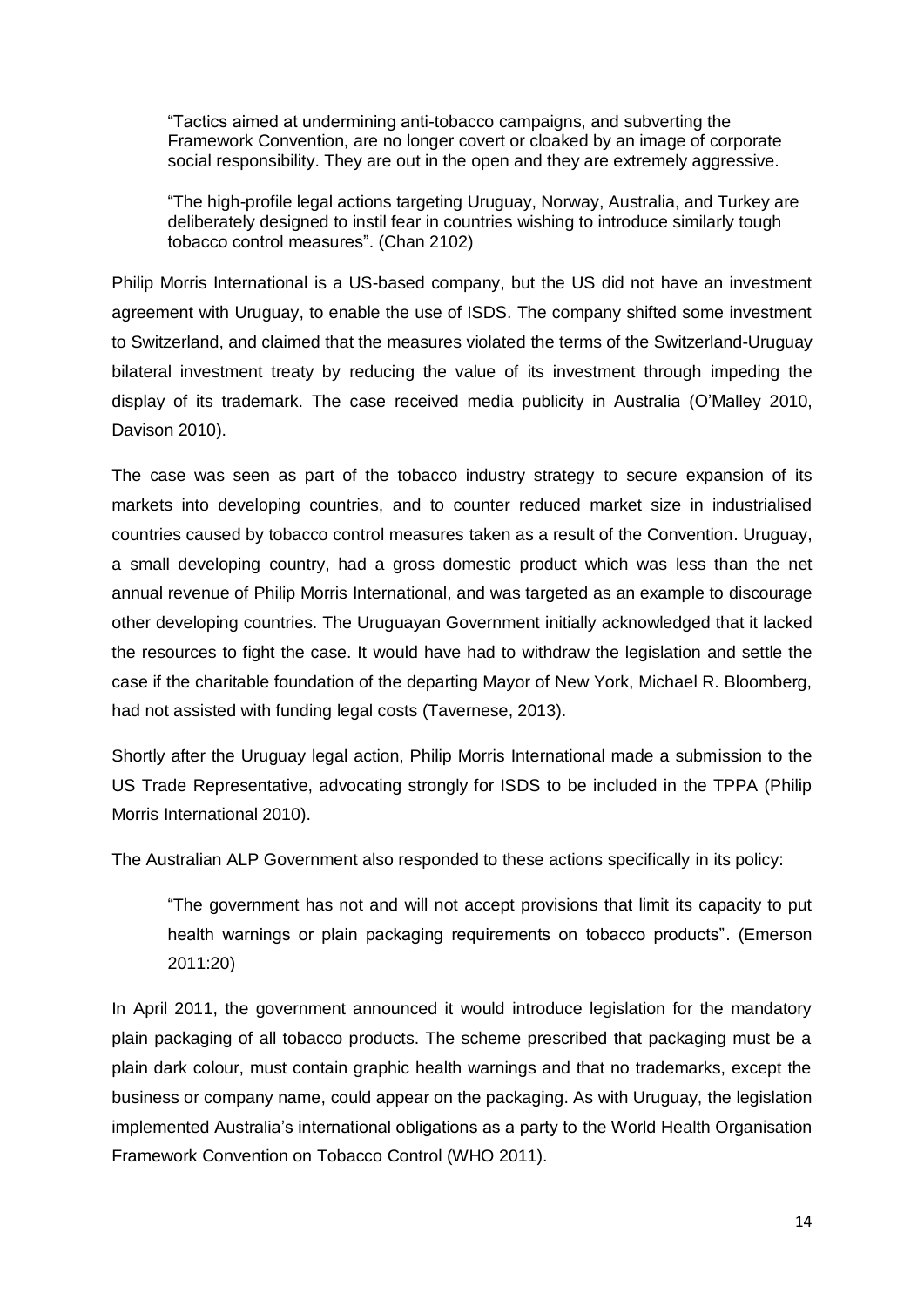> "Tactics aimed at undermining anti-tobacco campaigns, and subverting the Framework Convention, are no longer covert or cloaked by an image of corporate social responsibility. They are out in the open and they are extremely aggressive.
>
> "The high-profile legal actions targeting Uruguay, Norway, Australia, and Turkey are deliberately designed to instil fear in countries wishing to introduce similarly tough tobacco control measures". (Chan 2102)

Philip Morris International is a US-based company, but the US did not have an investment agreement with Uruguay, to enable the use of ISDS. The company shifted some investment to Switzerland, and claimed that the measures violated the terms of the Switzerland-Uruguay bilateral investment treaty by reducing the value of its investment through impeding the display of its trademark. The case received media publicity in Australia (O'Malley 2010, Davison 2010).

The case was seen as part of the tobacco industry strategy to secure expansion of its markets into developing countries, and to counter reduced market size in industrialised countries caused by tobacco control measures taken as a result of the Convention. Uruguay, a small developing country, had a gross domestic product which was less than the net annual revenue of Philip Morris International, and was targeted as an example to discourage other developing countries. The Uruguayan Government initially acknowledged that it lacked the resources to fight the case. It would have had to withdraw the legislation and settle the case if the charitable foundation of the departing Mayor of New York, Michael R. Bloomberg, had not assisted with funding legal costs (Tavernese, 2013).

Shortly after the Uruguay legal action, Philip Morris International made a submission to the US Trade Representative, advocating strongly for ISDS to be included in the TPPA (Philip Morris International 2010).

The Australian ALP Government also responded to these actions specifically in its policy:

> "The government has not and will not accept provisions that limit its capacity to put health warnings or plain packaging requirements on tobacco products". (Emerson 2011:20)

In April 2011, the government announced it would introduce legislation for the mandatory plain packaging of all tobacco products. The scheme prescribed that packaging must be a plain dark colour, must contain graphic health warnings and that no trademarks, except the business or company name, could appear on the packaging. As with Uruguay, the legislation implemented Australia's international obligations as a party to the World Health Organisation Framework Convention on Tobacco Control (WHO 2011).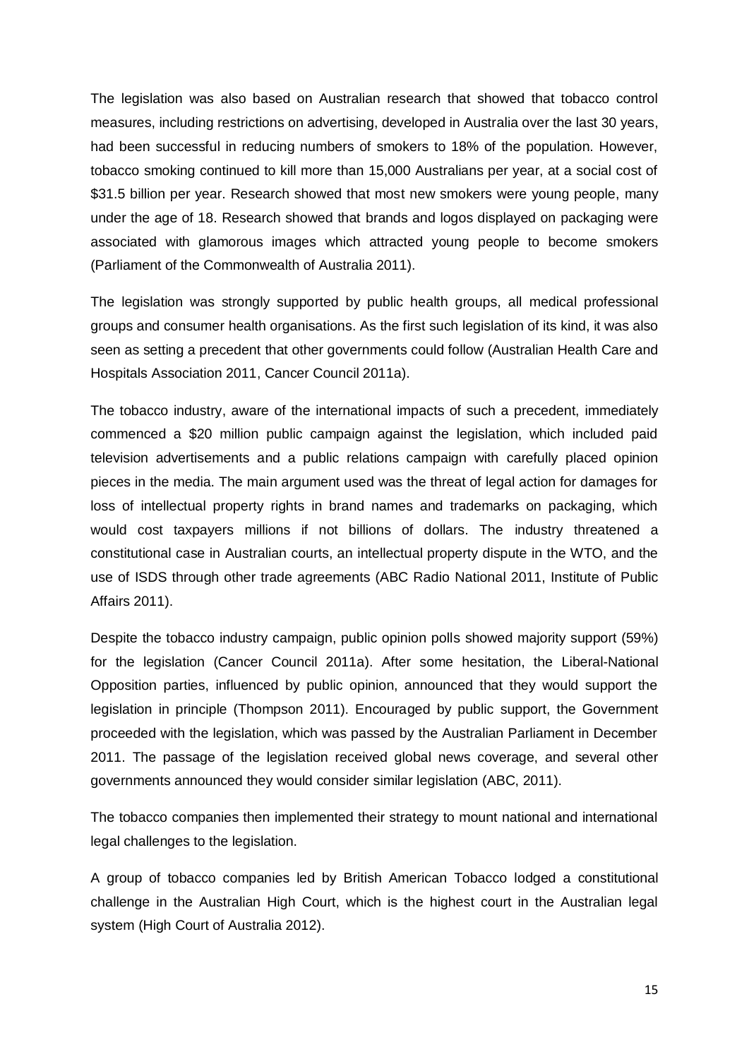The legislation was also based on Australian research that showed that tobacco control measures, including restrictions on advertising, developed in Australia over the last 30 years, had been successful in reducing numbers of smokers to 18% of the population. However, tobacco smoking continued to kill more than 15,000 Australians per year, at a social cost of $31.5 billion per year. Research showed that most new smokers were young people, many under the age of 18. Research showed that brands and logos displayed on packaging were associated with glamorous images which attracted young people to become smokers (Parliament of the Commonwealth of Australia 2011).

The legislation was strongly supported by public health groups, all medical professional groups and consumer health organisations. As the first such legislation of its kind, it was also seen as setting a precedent that other governments could follow (Australian Health Care and Hospitals Association 2011, Cancer Council 2011a).

The tobacco industry, aware of the international impacts of such a precedent, immediately commenced a $20 million public campaign against the legislation, which included paid television advertisements and a public relations campaign with carefully placed opinion pieces in the media. The main argument used was the threat of legal action for damages for loss of intellectual property rights in brand names and trademarks on packaging, which would cost taxpayers millions if not billions of dollars. The industry threatened a constitutional case in Australian courts, an intellectual property dispute in the WTO, and the use of ISDS through other trade agreements (ABC Radio National 2011, Institute of Public Affairs 2011).

Despite the tobacco industry campaign, public opinion polls showed majority support (59%) for the legislation (Cancer Council 2011a). After some hesitation, the Liberal-National Opposition parties, influenced by public opinion, announced that they would support the legislation in principle (Thompson 2011). Encouraged by public support, the Government proceeded with the legislation, which was passed by the Australian Parliament in December 2011. The passage of the legislation received global news coverage, and several other governments announced they would consider similar legislation (ABC, 2011).

The tobacco companies then implemented their strategy to mount national and international legal challenges to the legislation.

A group of tobacco companies led by British American Tobacco lodged a constitutional challenge in the Australian High Court, which is the highest court in the Australian legal system (High Court of Australia 2012).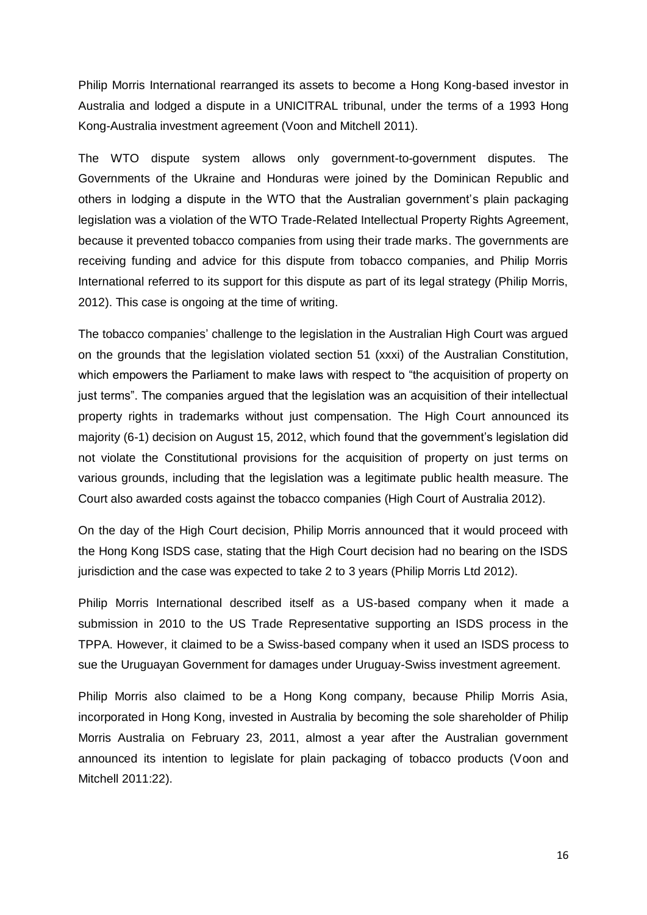Philip Morris International rearranged its assets to become a Hong Kong-based investor in Australia and lodged a dispute in a UNICITRAL tribunal, under the terms of a 1993 Hong Kong-Australia investment agreement (Voon and Mitchell 2011).

The WTO dispute system allows only government-to-government disputes. The Governments of the Ukraine and Honduras were joined by the Dominican Republic and others in lodging a dispute in the WTO that the Australian government's plain packaging legislation was a violation of the WTO Trade-Related Intellectual Property Rights Agreement, because it prevented tobacco companies from using their trade marks. The governments are receiving funding and advice for this dispute from tobacco companies, and Philip Morris International referred to its support for this dispute as part of its legal strategy (Philip Morris, 2012). This case is ongoing at the time of writing.

The tobacco companies' challenge to the legislation in the Australian High Court was argued on the grounds that the legislation violated section 51 (xxxi) of the Australian Constitution, which empowers the Parliament to make laws with respect to "the acquisition of property on just terms". The companies argued that the legislation was an acquisition of their intellectual property rights in trademarks without just compensation. The High Court announced its majority (6-1) decision on August 15, 2012, which found that the government's legislation did not violate the Constitutional provisions for the acquisition of property on just terms on various grounds, including that the legislation was a legitimate public health measure. The Court also awarded costs against the tobacco companies (High Court of Australia 2012).

On the day of the High Court decision, Philip Morris announced that it would proceed with the Hong Kong ISDS case, stating that the High Court decision had no bearing on the ISDS jurisdiction and the case was expected to take 2 to 3 years (Philip Morris Ltd 2012).

Philip Morris International described itself as a US-based company when it made a submission in 2010 to the US Trade Representative supporting an ISDS process in the TPPA. However, it claimed to be a Swiss-based company when it used an ISDS process to sue the Uruguayan Government for damages under Uruguay-Swiss investment agreement.

Philip Morris also claimed to be a Hong Kong company, because Philip Morris Asia, incorporated in Hong Kong, invested in Australia by becoming the sole shareholder of Philip Morris Australia on February 23, 2011, almost a year after the Australian government announced its intention to legislate for plain packaging of tobacco products (Voon and Mitchell 2011:22).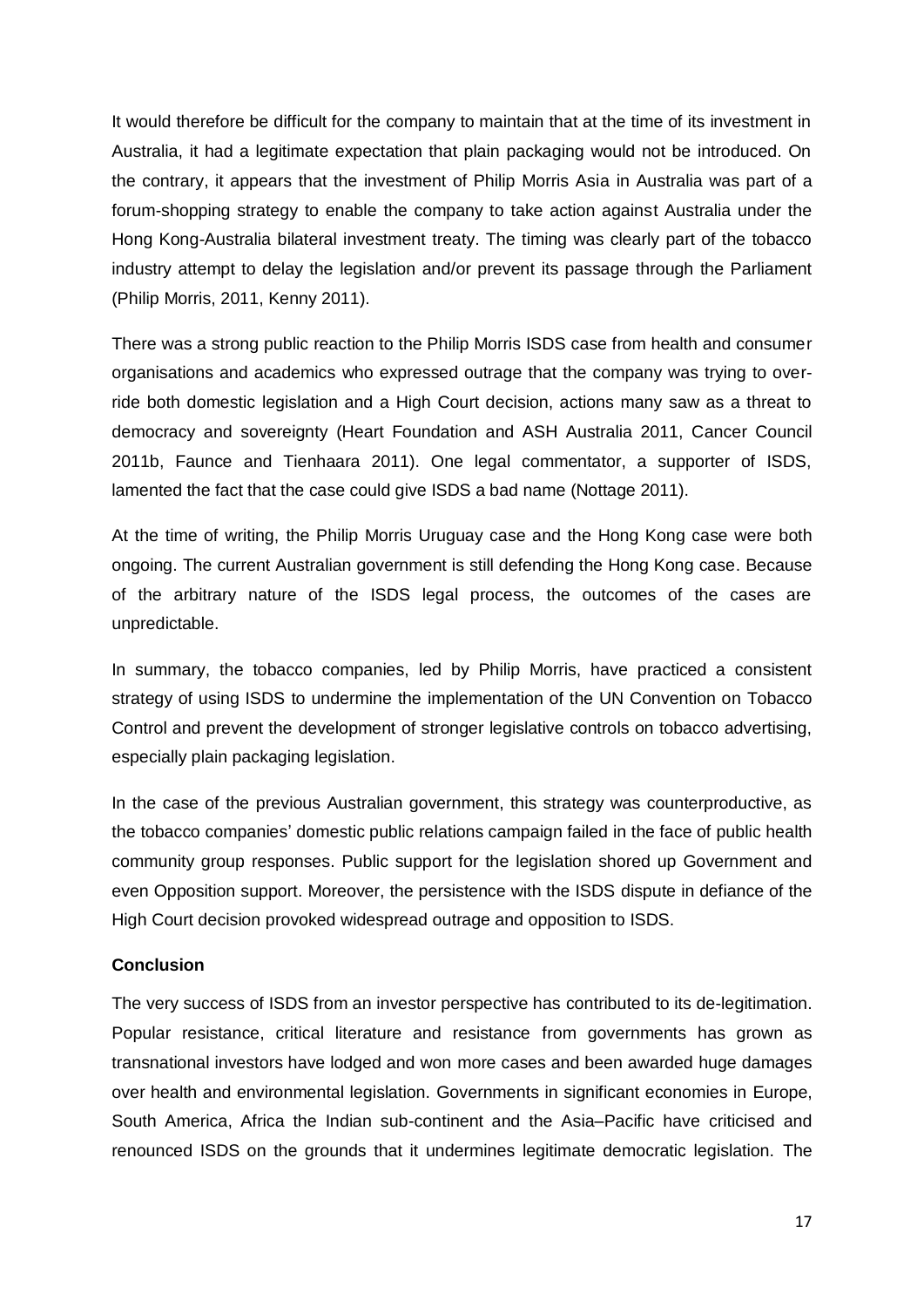It would therefore be difficult for the company to maintain that at the time of its investment in Australia, it had a legitimate expectation that plain packaging would not be introduced. On the contrary, it appears that the investment of Philip Morris Asia in Australia was part of a forum-shopping strategy to enable the company to take action against Australia under the Hong Kong-Australia bilateral investment treaty. The timing was clearly part of the tobacco industry attempt to delay the legislation and/or prevent its passage through the Parliament (Philip Morris, 2011, Kenny 2011).

There was a strong public reaction to the Philip Morris ISDS case from health and consumer organisations and academics who expressed outrage that the company was trying to over-ride both domestic legislation and a High Court decision, actions many saw as a threat to democracy and sovereignty (Heart Foundation and ASH Australia 2011, Cancer Council 2011b, Faunce and Tienhaara 2011). One legal commentator, a supporter of ISDS, lamented the fact that the case could give ISDS a bad name (Nottage 2011).

At the time of writing, the Philip Morris Uruguay case and the Hong Kong case were both ongoing. The current Australian government is still defending the Hong Kong case. Because of the arbitrary nature of the ISDS legal process, the outcomes of the cases are unpredictable.

In summary, the tobacco companies, led by Philip Morris, have practiced a consistent strategy of using ISDS to undermine the implementation of the UN Convention on Tobacco Control and prevent the development of stronger legislative controls on tobacco advertising, especially plain packaging legislation.

In the case of the previous Australian government, this strategy was counterproductive, as the tobacco companies' domestic public relations campaign failed in the face of public health community group responses. Public support for the legislation shored up Government and even Opposition support. Moreover, the persistence with the ISDS dispute in defiance of the High Court decision provoked widespread outrage and opposition to ISDS.

**Conclusion**

The very success of ISDS from an investor perspective has contributed to its de-legitimation. Popular resistance, critical literature and resistance from governments has grown as transnational investors have lodged and won more cases and been awarded huge damages over health and environmental legislation. Governments in significant economies in Europe, South America, Africa the Indian sub-continent and the Asia–Pacific have criticised and renounced ISDS on the grounds that it undermines legitimate democratic legislation. The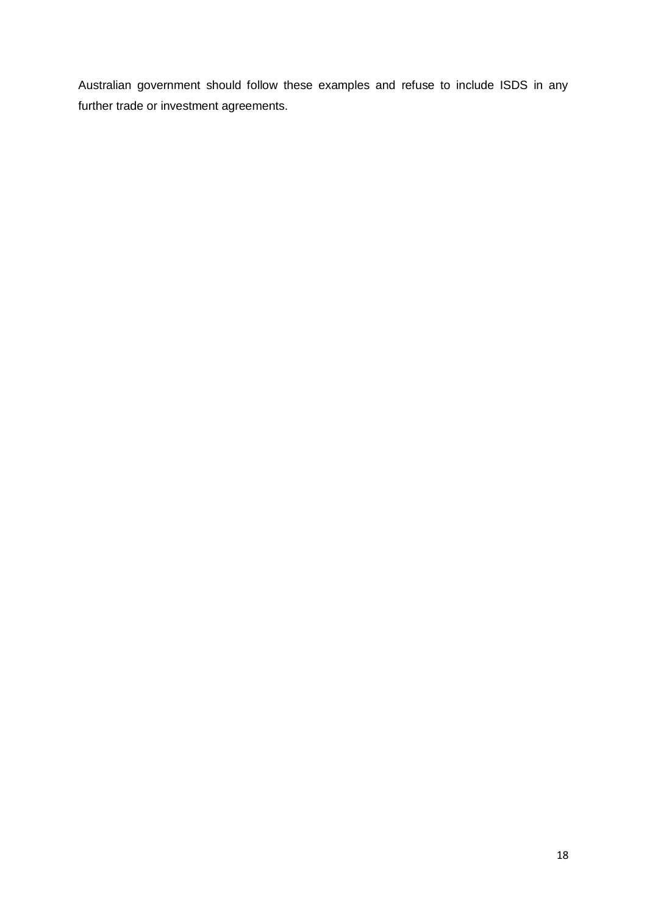Australian government should follow these examples and refuse to include ISDS in any further trade or investment agreements.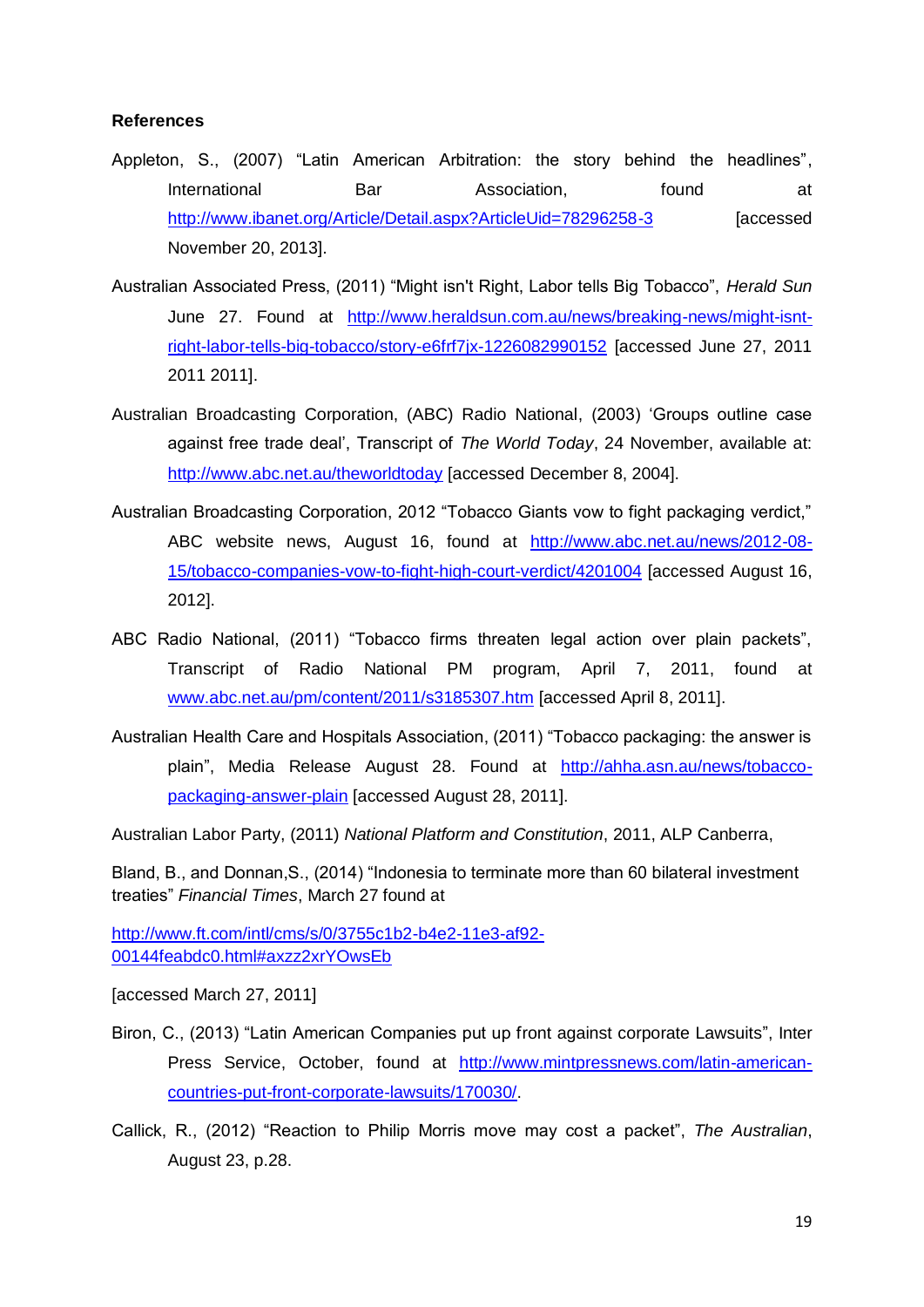**References**

Appleton, S., (2007) "Latin American Arbitration: the story behind the headlines", International Bar Association, found at http://www.ibanet.org/Article/Detail.aspx?ArticleUid=78296258-3 [accessed November 20, 2013].

Australian Associated Press, (2011) "Might isn't Right, Labor tells Big Tobacco", *Herald Sun* June 27. Found at http://www.heraldsun.com.au/news/breaking-news/might-isnt-right-labor-tells-big-tobacco/story-e6frf7jx-1226082990152 [accessed June 27, 2011 2011 2011].

Australian Broadcasting Corporation, (ABC) Radio National, (2003) 'Groups outline case against free trade deal', Transcript of *The World Today*, 24 November, available at: http://www.abc.net.au/theworldtoday [accessed December 8, 2004].

Australian Broadcasting Corporation, 2012 "Tobacco Giants vow to fight packaging verdict," ABC website news, August 16, found at http://www.abc.net.au/news/2012-08-15/tobacco-companies-vow-to-fight-high-court-verdict/4201004 [accessed August 16, 2012].

ABC Radio National, (2011) "Tobacco firms threaten legal action over plain packets", Transcript of Radio National PM program, April 7, 2011, found at www.abc.net.au/pm/content/2011/s3185307.htm [accessed April 8, 2011].

Australian Health Care and Hospitals Association, (2011) "Tobacco packaging: the answer is plain", Media Release August 28. Found at http://ahha.asn.au/news/tobacco-packaging-answer-plain [accessed August 28, 2011].

Australian Labor Party, (2011) *National Platform and Constitution*, 2011, ALP Canberra,

Bland, B., and Donnan,S., (2014) "Indonesia to terminate more than 60 bilateral investment treaties" *Financial Times*, March 27 found at

http://www.ft.com/intl/cms/s/0/3755c1b2-b4e2-11e3-af92-00144feabdc0.html#axzz2xrYOwsEb

[accessed March 27, 2011]

Biron, C., (2013) "Latin American Companies put up front against corporate Lawsuits", Inter Press Service, October, found at http://www.mintpressnews.com/latin-american-countries-put-front-corporate-lawsuits/170030/.

Callick, R., (2012) "Reaction to Philip Morris move may cost a packet", *The Australian*, August 23, p.28.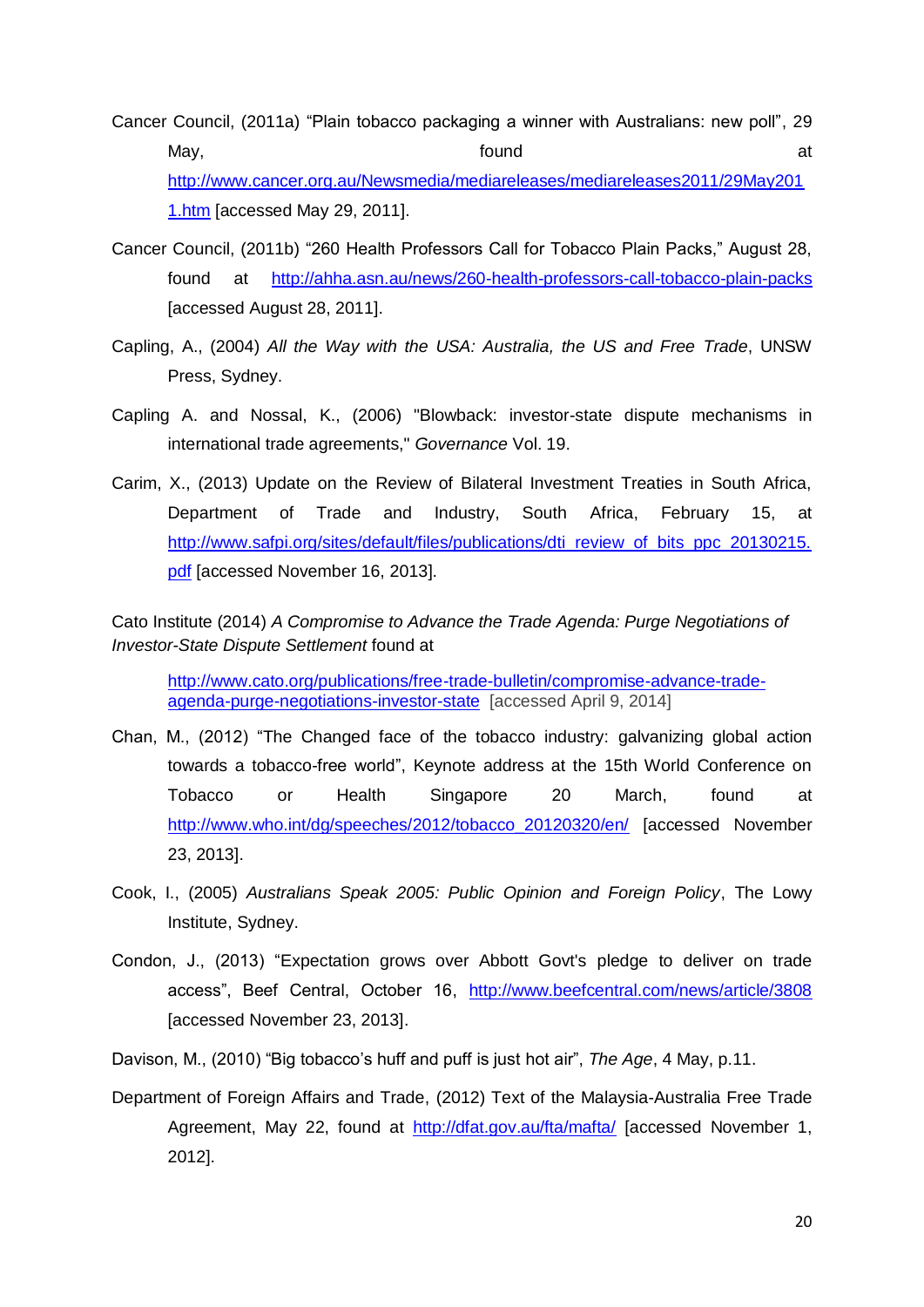Cancer Council, (2011a) "Plain tobacco packaging a winner with Australians: new poll", 29 May, found at http://www.cancer.org.au/Newsmedia/mediareleases/mediareleases2011/29May2011.htm [accessed May 29, 2011].

Cancer Council, (2011b) "260 Health Professors Call for Tobacco Plain Packs," August 28, found at http://ahha.asn.au/news/260-health-professors-call-tobacco-plain-packs [accessed August 28, 2011].

Capling, A., (2004) *All the Way with the USA: Australia, the US and Free Trade*, UNSW Press, Sydney.

Capling A. and Nossal, K., (2006) "Blowback: investor-state dispute mechanisms in international trade agreements," *Governance* Vol. 19.

Carim, X., (2013) Update on the Review of Bilateral Investment Treaties in South Africa, Department of Trade and Industry, South Africa, February 15, at http://www.safpi.org/sites/default/files/publications/dti_review_of_bits_ppc_20130215.pdf [accessed November 16, 2013].

Cato Institute (2014) *A Compromise to Advance the Trade Agenda: Purge Negotiations of Investor-State Dispute Settlement* found at

http://www.cato.org/publications/free-trade-bulletin/compromise-advance-trade-agenda-purge-negotiations-investor-state [accessed April 9, 2014]

Chan, M., (2012) "The Changed face of the tobacco industry: galvanizing global action towards a tobacco-free world", Keynote address at the 15th World Conference on Tobacco or Health Singapore 20 March, found at http://www.who.int/dg/speeches/2012/tobacco_20120320/en/ [accessed November 23, 2013].

Cook, I., (2005) *Australians Speak 2005: Public Opinion and Foreign Policy*, The Lowy Institute, Sydney.

Condon, J., (2013) "Expectation grows over Abbott Govt's pledge to deliver on trade access", Beef Central, October 16, http://www.beefcentral.com/news/article/3808 [accessed November 23, 2013].

Davison, M., (2010) "Big tobacco's huff and puff is just hot air", *The Age*, 4 May, p.11.

Department of Foreign Affairs and Trade, (2012) Text of the Malaysia-Australia Free Trade Agreement, May 22, found at http://dfat.gov.au/fta/mafta/ [accessed November 1, 2012].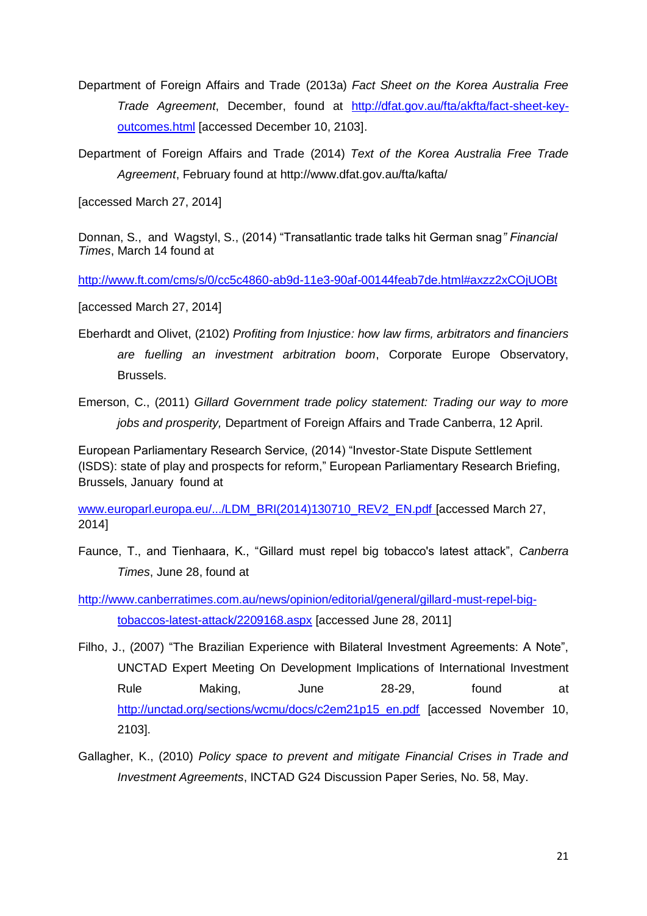Department of Foreign Affairs and Trade (2013a) *Fact Sheet on the Korea Australia Free Trade Agreement*, December, found at http://dfat.gov.au/fta/akfta/fact-sheet-key-outcomes.html [accessed December 10, 2103].

Department of Foreign Affairs and Trade (2014) *Text of the Korea Australia Free Trade Agreement*, February found at http://www.dfat.gov.au/fta/kafta/

[accessed March 27, 2014]

Donnan, S., and Wagstyl, S., (2014) "Transatlantic trade talks hit German snag*" Financial Times*, March 14 found at

http://www.ft.com/cms/s/0/cc5c4860-ab9d-11e3-90af-00144feab7de.html#axzz2xCOjUOBt

[accessed March 27, 2014]

Eberhardt and Olivet, (2102) *Profiting from Injustice: how law firms, arbitrators and financiers are fuelling an investment arbitration boom*, Corporate Europe Observatory, Brussels.

Emerson, C., (2011) *Gillard Government trade policy statement: Trading our way to more jobs and prosperity,* Department of Foreign Affairs and Trade Canberra, 12 April.

European Parliamentary Research Service, (2014) "Investor-State Dispute Settlement (ISDS): state of play and prospects for reform," European Parliamentary Research Briefing, Brussels, January found at

www.europarl.europa.eu/.../LDM_BRI(2014)130710_REV2_EN.pdf [accessed March 27, 2014]

Faunce, T., and Tienhaara, K., "Gillard must repel big tobacco's latest attack", *Canberra Times*, June 28, found at

http://www.canberratimes.com.au/news/opinion/editorial/general/gillard-must-repel-big-tobaccos-latest-attack/2209168.aspx [accessed June 28, 2011]

Filho, J., (2007) "The Brazilian Experience with Bilateral Investment Agreements: A Note", UNCTAD Expert Meeting On Development Implications of International Investment Rule Making, June 28-29, found at http://unctad.org/sections/wcmu/docs/c2em21p15_en.pdf [accessed November 10, 2103].

Gallagher, K., (2010) *Policy space to prevent and mitigate Financial Crises in Trade and Investment Agreements*, INCTAD G24 Discussion Paper Series, No. 58, May.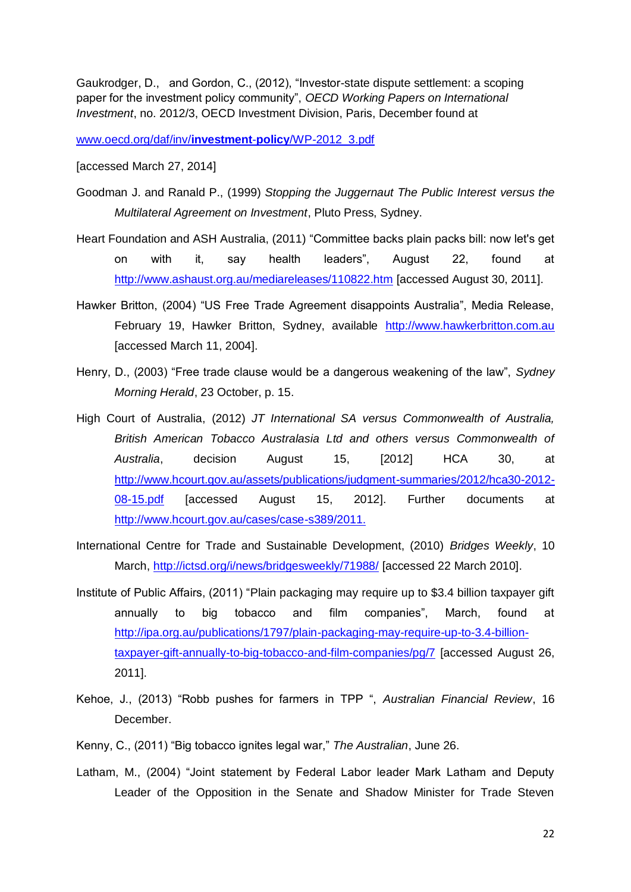Gaukrodger, D., and Gordon, C., (2012), "Investor-state dispute settlement: a scoping paper for the investment policy community", *OECD Working Papers on International Investment*, no. 2012/3, OECD Investment Division, Paris, December found at

www.oecd.org/daf/inv/**investment-policy**/WP-2012_3.pdf

[accessed March 27, 2014]

Goodman J. and Ranald P., (1999) *Stopping the Juggernaut The Public Interest versus the Multilateral Agreement on Investment*, Pluto Press, Sydney.

Heart Foundation and ASH Australia, (2011) "Committee backs plain packs bill: now let's get on with it, say health leaders", August 22, found at http://www.ashaust.org.au/mediareleases/110822.htm [accessed August 30, 2011].

Hawker Britton, (2004) "US Free Trade Agreement disappoints Australia", Media Release, February 19, Hawker Britton, Sydney, available http://www.hawkerbritton.com.au [accessed March 11, 2004].

Henry, D., (2003) "Free trade clause would be a dangerous weakening of the law", *Sydney Morning Herald*, 23 October, p. 15.

High Court of Australia, (2012) *JT International SA versus Commonwealth of Australia, British American Tobacco Australasia Ltd and others versus Commonwealth of Australia*, decision August 15, [2012] HCA 30, at http://www.hcourt.gov.au/assets/publications/judgment-summaries/2012/hca30-2012-08-15.pdf [accessed August 15, 2012]. Further documents at http://www.hcourt.gov.au/cases/case-s389/2011.

International Centre for Trade and Sustainable Development, (2010) *Bridges Weekly*, 10 March, http://ictsd.org/i/news/bridgesweekly/71988/ [accessed 22 March 2010].

Institute of Public Affairs, (2011) "Plain packaging may require up to $3.4 billion taxpayer gift annually to big tobacco and film companies", March, found at http://ipa.org.au/publications/1797/plain-packaging-may-require-up-to-3.4-billion-taxpayer-gift-annually-to-big-tobacco-and-film-companies/pg/7 [accessed August 26, 2011].

Kehoe, J., (2013) "Robb pushes for farmers in TPP ", *Australian Financial Review*, 16 December.

Kenny, C., (2011) "Big tobacco ignites legal war," *The Australian*, June 26.

Latham, M., (2004) "Joint statement by Federal Labor leader Mark Latham and Deputy Leader of the Opposition in the Senate and Shadow Minister for Trade Steven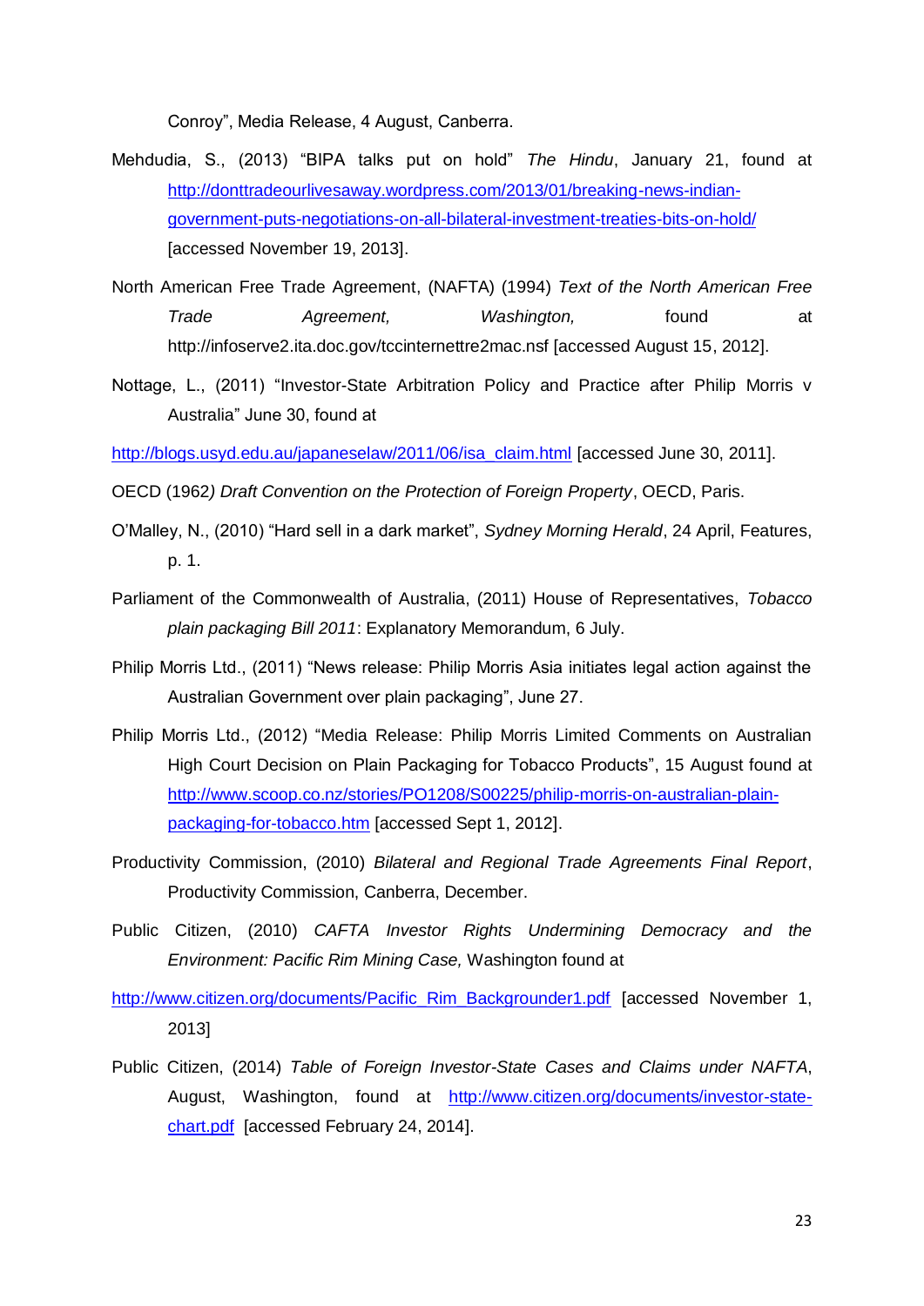Conroy", Media Release, 4 August, Canberra.

Mehdudia, S., (2013) "BIPA talks put on hold" *The Hindu*, January 21, found at http://donttradeourlivesaway.wordpress.com/2013/01/breaking-news-indian-government-puts-negotiations-on-all-bilateral-investment-treaties-bits-on-hold/ [accessed November 19, 2013].

North American Free Trade Agreement, (NAFTA) (1994) *Text of the North American Free Trade Agreement, Washington,* found at http://infoserve2.ita.doc.gov/tccinternettre2mac.nsf [accessed August 15, 2012].

Nottage, L., (2011) "Investor-State Arbitration Policy and Practice after Philip Morris v Australia" June 30, found at

http://blogs.usyd.edu.au/japaneselaw/2011/06/isa_claim.html [accessed June 30, 2011].

OECD (1962*) Draft Convention on the Protection of Foreign Property*, OECD, Paris.

O'Malley, N., (2010) "Hard sell in a dark market", *Sydney Morning Herald*, 24 April, Features, p. 1.

Parliament of the Commonwealth of Australia, (2011) House of Representatives, *Tobacco plain packaging Bill 2011*: Explanatory Memorandum, 6 July.

Philip Morris Ltd., (2011) "News release: Philip Morris Asia initiates legal action against the Australian Government over plain packaging", June 27.

Philip Morris Ltd., (2012) "Media Release: Philip Morris Limited Comments on Australian High Court Decision on Plain Packaging for Tobacco Products", 15 August found at http://www.scoop.co.nz/stories/PO1208/S00225/philip-morris-on-australian-plain-packaging-for-tobacco.htm [accessed Sept 1, 2012].

Productivity Commission, (2010) *Bilateral and Regional Trade Agreements Final Report*, Productivity Commission, Canberra, December.

Public Citizen, (2010) *CAFTA Investor Rights Undermining Democracy and the Environment: Pacific Rim Mining Case,* Washington found at

http://www.citizen.org/documents/Pacific_Rim_Backgrounder1.pdf [accessed November 1, 2013]

Public Citizen, (2014) *Table of Foreign Investor-State Cases and Claims under NAFTA*, August, Washington, found at http://www.citizen.org/documents/investor-state-chart.pdf [accessed February 24, 2014].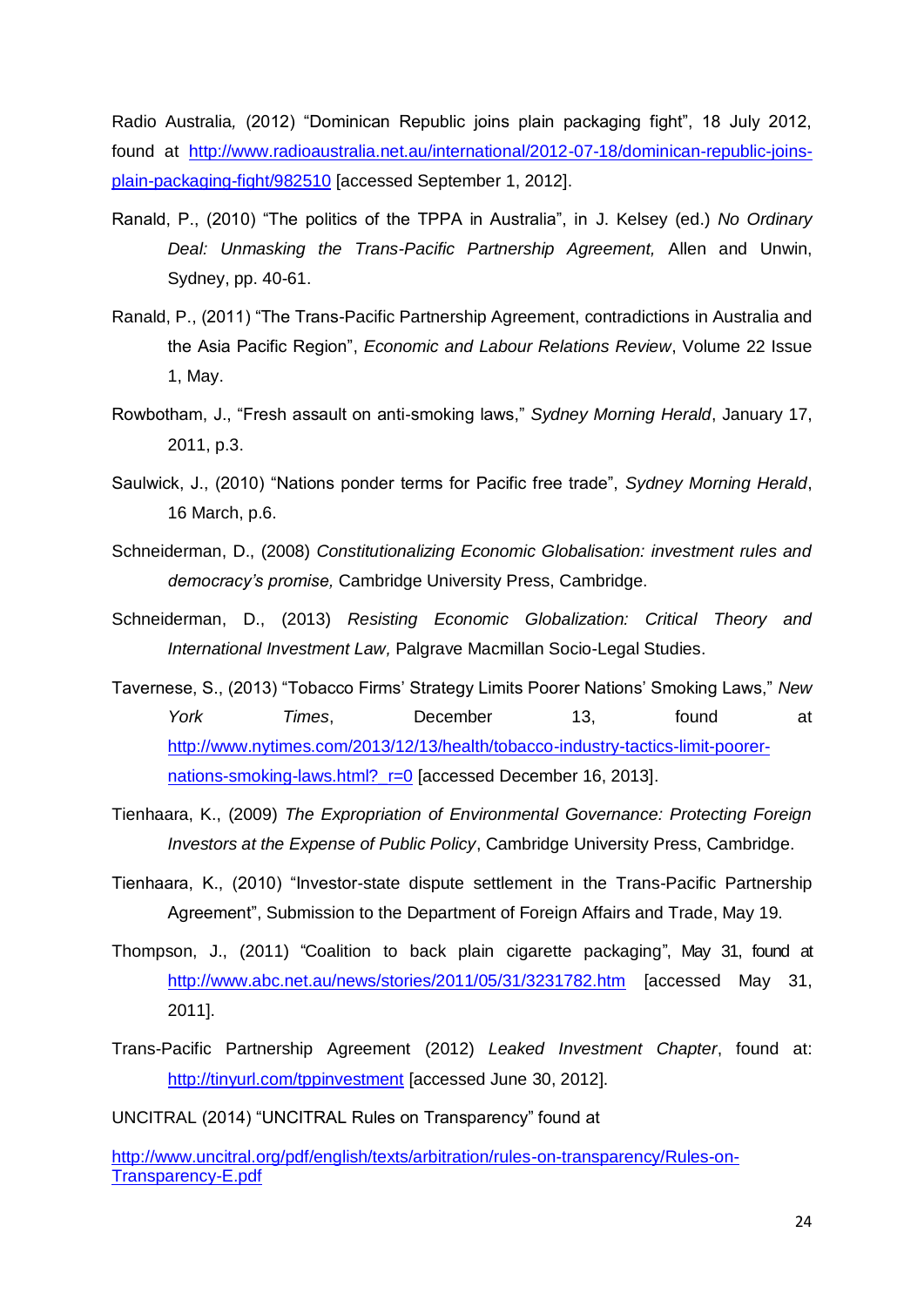Radio Australia*,* (2012) "Dominican Republic joins plain packaging fight", 18 July 2012, found at http://www.radioaustralia.net.au/international/2012-07-18/dominican-republic-joins-plain-packaging-fight/982510 [accessed September 1, 2012].

Ranald, P., (2010) "The politics of the TPPA in Australia", in J. Kelsey (ed.) *No Ordinary Deal: Unmasking the Trans-Pacific Partnership Agreement,* Allen and Unwin, Sydney, pp. 40-61.

Ranald, P., (2011) "The Trans-Pacific Partnership Agreement, contradictions in Australia and the Asia Pacific Region", *Economic and Labour Relations Review*, Volume 22 Issue 1, May.

Rowbotham, J., "Fresh assault on anti-smoking laws," *Sydney Morning Herald*, January 17, 2011, p.3.

Saulwick, J., (2010) "Nations ponder terms for Pacific free trade", *Sydney Morning Herald*, 16 March, p.6.

Schneiderman, D., (2008) *Constitutionalizing Economic Globalisation: investment rules and democracy's promise,* Cambridge University Press, Cambridge.

Schneiderman, D., (2013) *Resisting Economic Globalization: Critical Theory and International Investment Law,* Palgrave Macmillan Socio-Legal Studies.

Tavernese, S., (2013) "Tobacco Firms' Strategy Limits Poorer Nations' Smoking Laws," *New York Times*, December 13, found at http://www.nytimes.com/2013/12/13/health/tobacco-industry-tactics-limit-poorer-nations-smoking-laws.html?_r=0 [accessed December 16, 2013].

Tienhaara, K., (2009) *The Expropriation of Environmental Governance: Protecting Foreign Investors at the Expense of Public Policy*, Cambridge University Press, Cambridge.

Tienhaara, K., (2010) "Investor-state dispute settlement in the Trans-Pacific Partnership Agreement", Submission to the Department of Foreign Affairs and Trade, May 19.

Thompson, J., (2011) "Coalition to back plain cigarette packaging", May 31, found at http://www.abc.net.au/news/stories/2011/05/31/3231782.htm [accessed May 31, 2011].

Trans-Pacific Partnership Agreement (2012) *Leaked Investment Chapter*, found at: http://tinyurl.com/tppinvestment [accessed June 30, 2012].

UNCITRAL (2014) "UNCITRAL Rules on Transparency" found at

http://www.uncitral.org/pdf/english/texts/arbitration/rules-on-transparency/Rules-on-Transparency-E.pdf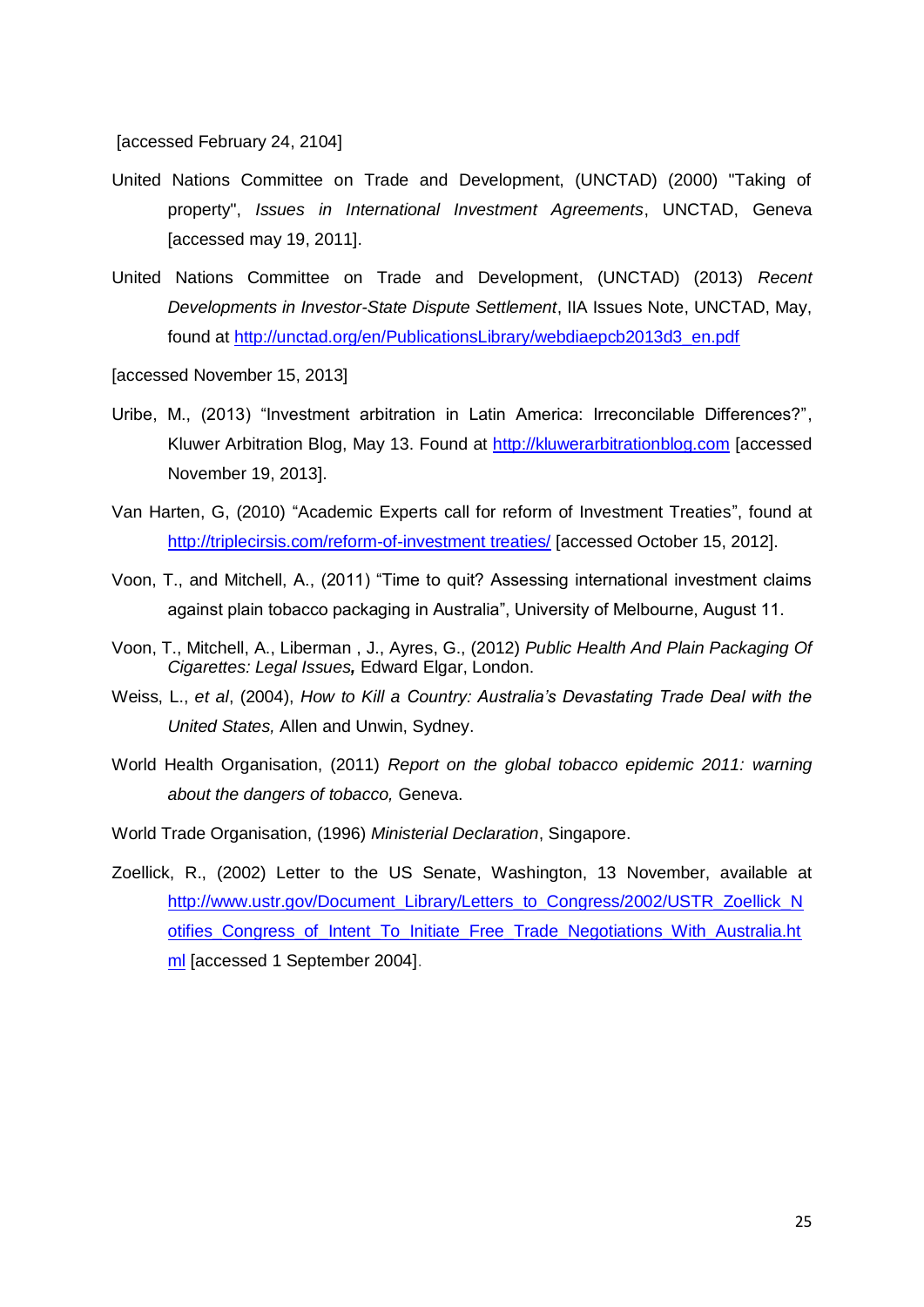[accessed February 24, 2104]

United Nations Committee on Trade and Development, (UNCTAD) (2000) "Taking of property", *Issues in International Investment Agreements*, UNCTAD, Geneva [accessed may 19, 2011].

United Nations Committee on Trade and Development, (UNCTAD) (2013) *Recent Developments in Investor-State Dispute Settlement*, IIA Issues Note, UNCTAD, May, found at http://unctad.org/en/PublicationsLibrary/webdiaepcb2013d3_en.pdf

[accessed November 15, 2013]

Uribe, M., (2013) "Investment arbitration in Latin America: Irreconcilable Differences?", Kluwer Arbitration Blog, May 13. Found at http://kluwerarbitrationblog.com [accessed November 19, 2013].

Van Harten, G, (2010) "Academic Experts call for reform of Investment Treaties", found at http://triplecirsis.com/reform-of-investment treaties/ [accessed October 15, 2012].

Voon, T., and Mitchell, A., (2011) "Time to quit? Assessing international investment claims against plain tobacco packaging in Australia", University of Melbourne, August 11.

Voon, T., Mitchell, A., Liberman , J., Ayres, G., (2012) *Public Health And Plain Packaging Of Cigarettes: Legal Issues***,** Edward Elgar, London.

Weiss, L., *et al*, (2004), *How to Kill a Country: Australia's Devastating Trade Deal with the United States,* Allen and Unwin, Sydney.

World Health Organisation, (2011) *Report on the global tobacco epidemic 2011: warning about the dangers of tobacco,* Geneva.

World Trade Organisation, (1996) *Ministerial Declaration*, Singapore.

Zoellick, R., (2002) Letter to the US Senate, Washington, 13 November, available at http://www.ustr.gov/Document_Library/Letters_to_Congress/2002/USTR_Zoellick_Notifies_Congress_of_Intent_To_Initiate_Free_Trade_Negotiations_With_Australia.html [accessed 1 September 2004].